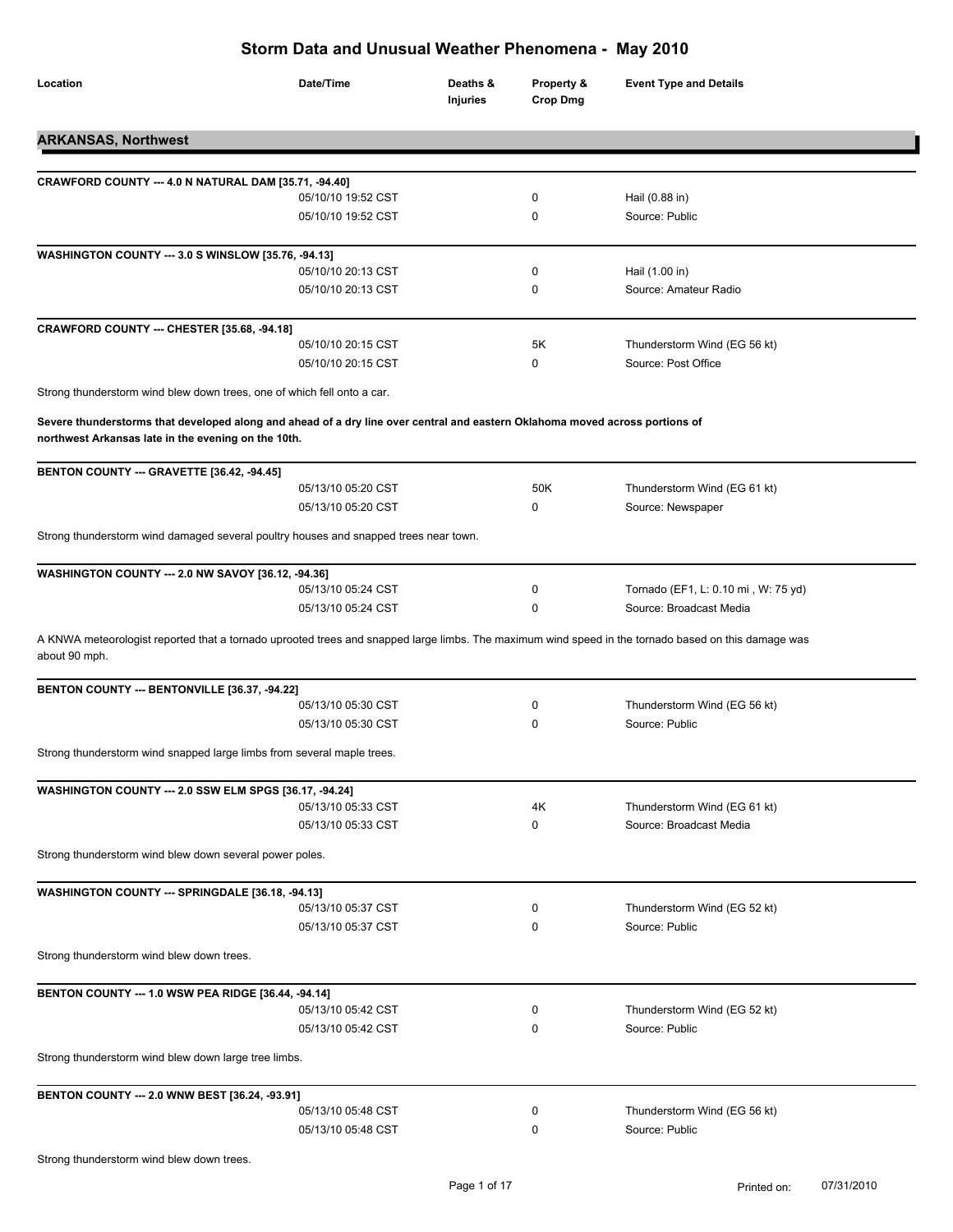# Storm Data and Unusual Weather Phenomena - May 2010

| Location | Date/Time | Deaths & Injuries | Property & Crop Dmg | Event Type and Details |
|---|---|---|---|---|

## ARKANSAS, Northwest

**CRAWFORD COUNTY --- 4.0 N NATURAL DAM [35.71, -94.40]**

| | Date/Time | Deaths & Injuries | Property & Crop Dmg | Event Type and Details |
|---|---|---|---|---|
| | 05/10/10 19:52 CST | | 0 | Hail (0.88 in) |
| | 05/10/10 19:52 CST | | 0 | Source: Public |

**WASHINGTON COUNTY --- 3.0 S WINSLOW [35.76, -94.13]**

| | Date/Time | Deaths & Injuries | Property & Crop Dmg | Event Type and Details |
|---|---|---|---|---|
| | 05/10/10 20:13 CST | | 0 | Hail (1.00 in) |
| | 05/10/10 20:13 CST | | 0 | Source: Amateur Radio |

**CRAWFORD COUNTY --- CHESTER [35.68, -94.18]**

| | Date/Time | Deaths & Injuries | Property & Crop Dmg | Event Type and Details |
|---|---|---|---|---|
| | 05/10/10 20:15 CST | | 5K | Thunderstorm Wind (EG 56 kt) |
| | 05/10/10 20:15 CST | | 0 | Source: Post Office |

Strong thunderstorm wind blew down trees, one of which fell onto a car.

**Severe thunderstorms that developed along and ahead of a dry line over central and eastern Oklahoma moved across portions of northwest Arkansas late in the evening on the 10th.**

**BENTON COUNTY --- GRAVETTE [36.42, -94.45]**

| | Date/Time | Deaths & Injuries | Property & Crop Dmg | Event Type and Details |
|---|---|---|---|---|
| | 05/13/10 05:20 CST | | 50K | Thunderstorm Wind (EG 61 kt) |
| | 05/13/10 05:20 CST | | 0 | Source: Newspaper |

Strong thunderstorm wind damaged several poultry houses and snapped trees near town.

**WASHINGTON COUNTY --- 2.0 NW SAVOY [36.12, -94.36]**

| | Date/Time | Deaths & Injuries | Property & Crop Dmg | Event Type and Details |
|---|---|---|---|---|
| | 05/13/10 05:24 CST | | 0 | Tornado (EF1, L: 0.10 mi , W: 75 yd) |
| | 05/13/10 05:24 CST | | 0 | Source: Broadcast Media |

A KNWA meteorologist reported that a tornado uprooted trees and snapped large limbs. The maximum wind speed in the tornado based on this damage was about 90 mph.

**BENTON COUNTY --- BENTONVILLE [36.37, -94.22]**

| | Date/Time | Deaths & Injuries | Property & Crop Dmg | Event Type and Details |
|---|---|---|---|---|
| | 05/13/10 05:30 CST | | 0 | Thunderstorm Wind (EG 56 kt) |
| | 05/13/10 05:30 CST | | 0 | Source: Public |

Strong thunderstorm wind snapped large limbs from several maple trees.

**WASHINGTON COUNTY --- 2.0 SSW ELM SPGS [36.17, -94.24]**

| | Date/Time | Deaths & Injuries | Property & Crop Dmg | Event Type and Details |
|---|---|---|---|---|
| | 05/13/10 05:33 CST | | 4K | Thunderstorm Wind (EG 61 kt) |
| | 05/13/10 05:33 CST | | 0 | Source: Broadcast Media |

Strong thunderstorm wind blew down several power poles.

**WASHINGTON COUNTY --- SPRINGDALE [36.18, -94.13]**

| | Date/Time | Deaths & Injuries | Property & Crop Dmg | Event Type and Details |
|---|---|---|---|---|
| | 05/13/10 05:37 CST | | 0 | Thunderstorm Wind (EG 52 kt) |
| | 05/13/10 05:37 CST | | 0 | Source: Public |

Strong thunderstorm wind blew down trees.

**BENTON COUNTY --- 1.0 WSW PEA RIDGE [36.44, -94.14]**

| | Date/Time | Deaths & Injuries | Property & Crop Dmg | Event Type and Details |
|---|---|---|---|---|
| | 05/13/10 05:42 CST | | 0 | Thunderstorm Wind (EG 52 kt) |
| | 05/13/10 05:42 CST | | 0 | Source: Public |

Strong thunderstorm wind blew down large tree limbs.

**BENTON COUNTY --- 2.0 WNW BEST [36.24, -93.91]**

| | Date/Time | Deaths & Injuries | Property & Crop Dmg | Event Type and Details |
|---|---|---|---|---|
| | 05/13/10 05:48 CST | | 0 | Thunderstorm Wind (EG 56 kt) |
| | 05/13/10 05:48 CST | | 0 | Source: Public |

Strong thunderstorm wind blew down trees.

Printed on: 07/31/2010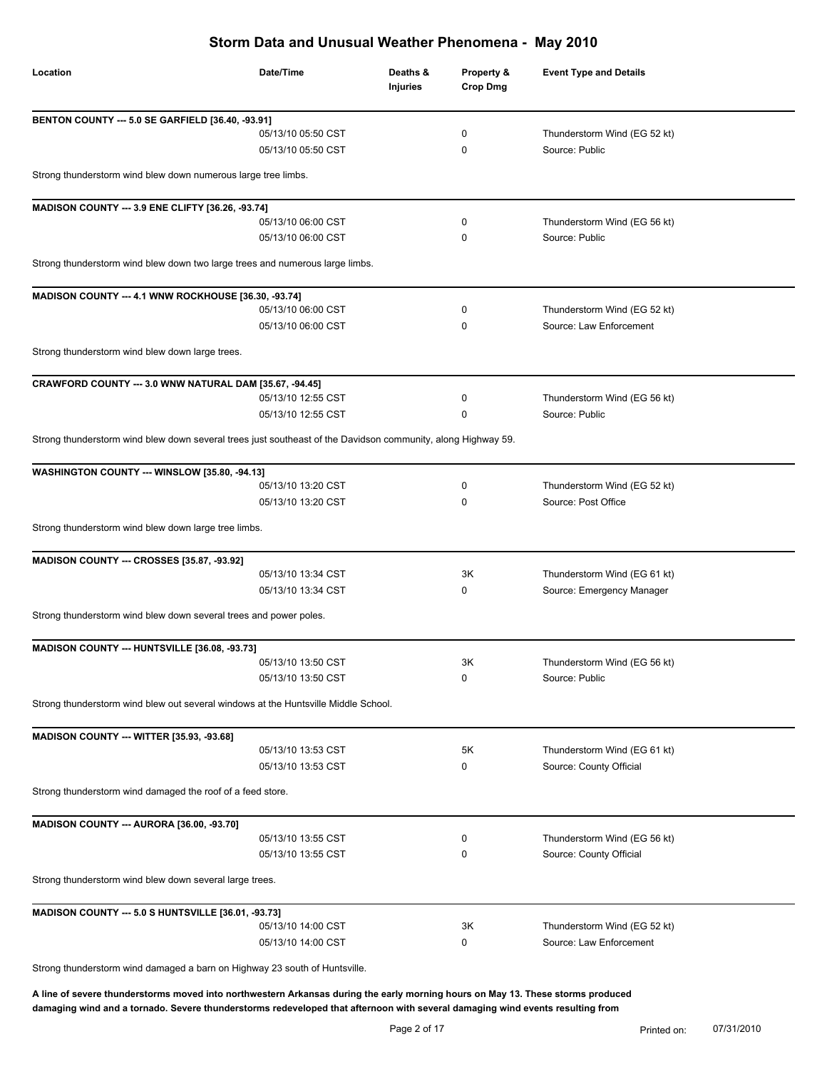# Storm Data and Unusual Weather Phenomena - May 2010

| Location | Date/Time | Deaths & Injuries | Property & Crop Dmg | Event Type and Details |
|---|---|---|---|---|

**BENTON COUNTY --- 5.0 SE GARFIELD [36.40, -93.91]**

| | | | | |
|---|---|---|---|---|
| | 05/13/10 05:50 CST | | 0 | Thunderstorm Wind (EG 52 kt) |
| | 05/13/10 05:50 CST | | 0 | Source: Public |

Strong thunderstorm wind blew down numerous large tree limbs.

**MADISON COUNTY --- 3.9 ENE CLIFTY [36.26, -93.74]**

| | | | | |
|---|---|---|---|---|
| | 05/13/10 06:00 CST | | 0 | Thunderstorm Wind (EG 56 kt) |
| | 05/13/10 06:00 CST | | 0 | Source: Public |

Strong thunderstorm wind blew down two large trees and numerous large limbs.

**MADISON COUNTY --- 4.1 WNW ROCKHOUSE [36.30, -93.74]**

| | | | | |
|---|---|---|---|---|
| | 05/13/10 06:00 CST | | 0 | Thunderstorm Wind (EG 52 kt) |
| | 05/13/10 06:00 CST | | 0 | Source: Law Enforcement |

Strong thunderstorm wind blew down large trees.

**CRAWFORD COUNTY --- 3.0 WNW NATURAL DAM [35.67, -94.45]**

| | | | | |
|---|---|---|---|---|
| | 05/13/10 12:55 CST | | 0 | Thunderstorm Wind (EG 56 kt) |
| | 05/13/10 12:55 CST | | 0 | Source: Public |

Strong thunderstorm wind blew down several trees just southeast of the Davidson community, along Highway 59.

**WASHINGTON COUNTY --- WINSLOW [35.80, -94.13]**

| | | | | |
|---|---|---|---|---|
| | 05/13/10 13:20 CST | | 0 | Thunderstorm Wind (EG 52 kt) |
| | 05/13/10 13:20 CST | | 0 | Source: Post Office |

Strong thunderstorm wind blew down large tree limbs.

**MADISON COUNTY --- CROSSES [35.87, -93.92]**

| | | | | |
|---|---|---|---|---|
| | 05/13/10 13:34 CST | | 3K | Thunderstorm Wind (EG 61 kt) |
| | 05/13/10 13:34 CST | | 0 | Source: Emergency Manager |

Strong thunderstorm wind blew down several trees and power poles.

**MADISON COUNTY --- HUNTSVILLE [36.08, -93.73]**

| | | | | |
|---|---|---|---|---|
| | 05/13/10 13:50 CST | | 3K | Thunderstorm Wind (EG 56 kt) |
| | 05/13/10 13:50 CST | | 0 | Source: Public |

Strong thunderstorm wind blew out several windows at the Huntsville Middle School.

**MADISON COUNTY --- WITTER [35.93, -93.68]**

| | | | | |
|---|---|---|---|---|
| | 05/13/10 13:53 CST | | 5K | Thunderstorm Wind (EG 61 kt) |
| | 05/13/10 13:53 CST | | 0 | Source: County Official |

Strong thunderstorm wind damaged the roof of a feed store.

**MADISON COUNTY --- AURORA [36.00, -93.70]**

| | | | | |
|---|---|---|---|---|
| | 05/13/10 13:55 CST | | 0 | Thunderstorm Wind (EG 56 kt) |
| | 05/13/10 13:55 CST | | 0 | Source: County Official |

Strong thunderstorm wind blew down several large trees.

**MADISON COUNTY --- 5.0 S HUNTSVILLE [36.01, -93.73]**

| | | | | |
|---|---|---|---|---|
| | 05/13/10 14:00 CST | | 3K | Thunderstorm Wind (EG 52 kt) |
| | 05/13/10 14:00 CST | | 0 | Source: Law Enforcement |

Strong thunderstorm wind damaged a barn on Highway 23 south of Huntsville.

**A line of severe thunderstorms moved into northwestern Arkansas during the early morning hours on May 13. These storms produced damaging wind and a tornado. Severe thunderstorms redeveloped that afternoon with several damaging wind events resulting from**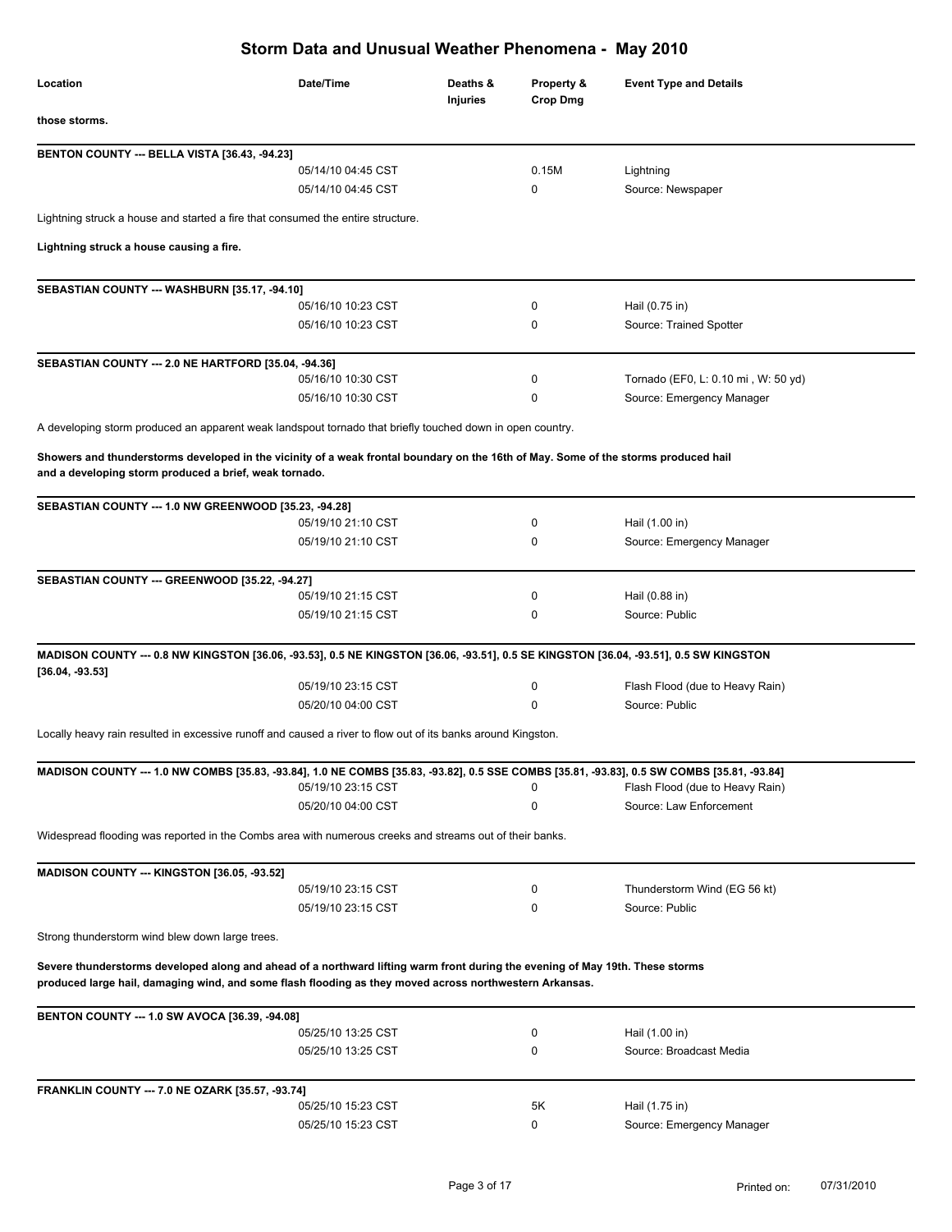# Storm Data and Unusual Weather Phenomena - May 2010

| Location | Date/Time | Deaths & Injuries | Property & Crop Dmg | Event Type and Details |
|---|---|---|---|---|

**those storms.**

**BENTON COUNTY --- BELLA VISTA [36.43, -94.23]**

| | Date/Time | | Dmg | Details |
|---|---|---|---|---|
| | 05/14/10 04:45 CST | | 0.15M | Lightning |
| | 05/14/10 04:45 CST | | 0 | Source: Newspaper |

Lightning struck a house and started a fire that consumed the entire structure.

**Lightning struck a house causing a fire.**

**SEBASTIAN COUNTY --- WASHBURN [35.17, -94.10]**

| | Date/Time | | Dmg | Details |
|---|---|---|---|---|
| | 05/16/10 10:23 CST | | 0 | Hail (0.75 in) |
| | 05/16/10 10:23 CST | | 0 | Source: Trained Spotter |

**SEBASTIAN COUNTY --- 2.0 NE HARTFORD [35.04, -94.36]**

| | Date/Time | | Dmg | Details |
|---|---|---|---|---|
| | 05/16/10 10:30 CST | | 0 | Tornado (EF0, L: 0.10 mi , W: 50 yd) |
| | 05/16/10 10:30 CST | | 0 | Source: Emergency Manager |

A developing storm produced an apparent weak landspout tornado that briefly touched down in open country.

**Showers and thunderstorms developed in the vicinity of a weak frontal boundary on the 16th of May. Some of the storms produced hail and a developing storm produced a brief, weak tornado.**

**SEBASTIAN COUNTY --- 1.0 NW GREENWOOD [35.23, -94.28]**

| | Date/Time | | Dmg | Details |
|---|---|---|---|---|
| | 05/19/10 21:10 CST | | 0 | Hail (1.00 in) |
| | 05/19/10 21:10 CST | | 0 | Source: Emergency Manager |

**SEBASTIAN COUNTY --- GREENWOOD [35.22, -94.27]**

| | Date/Time | | Dmg | Details |
|---|---|---|---|---|
| | 05/19/10 21:15 CST | | 0 | Hail (0.88 in) |
| | 05/19/10 21:15 CST | | 0 | Source: Public |

**MADISON COUNTY --- 0.8 NW KINGSTON [36.06, -93.53], 0.5 NE KINGSTON [36.06, -93.51], 0.5 SE KINGSTON [36.04, -93.51], 0.5 SW KINGSTON [36.04, -93.53]**

| | Date/Time | | Dmg | Details |
|---|---|---|---|---|
| | 05/19/10 23:15 CST | | 0 | Flash Flood (due to Heavy Rain) |
| | 05/20/10 04:00 CST | | 0 | Source: Public |

Locally heavy rain resulted in excessive runoff and caused a river to flow out of its banks around Kingston.

**MADISON COUNTY --- 1.0 NW COMBS [35.83, -93.84], 1.0 NE COMBS [35.83, -93.82], 0.5 SSE COMBS [35.81, -93.83], 0.5 SW COMBS [35.81, -93.84]**

| | Date/Time | | Dmg | Details |
|---|---|---|---|---|
| | 05/19/10 23:15 CST | | 0 | Flash Flood (due to Heavy Rain) |
| | 05/20/10 04:00 CST | | 0 | Source: Law Enforcement |

Widespread flooding was reported in the Combs area with numerous creeks and streams out of their banks.

**MADISON COUNTY --- KINGSTON [36.05, -93.52]**

| | Date/Time | | Dmg | Details |
|---|---|---|---|---|
| | 05/19/10 23:15 CST | | 0 | Thunderstorm Wind (EG 56 kt) |
| | 05/19/10 23:15 CST | | 0 | Source: Public |

Strong thunderstorm wind blew down large trees.

**Severe thunderstorms developed along and ahead of a northward lifting warm front during the evening of May 19th. These storms produced large hail, damaging wind, and some flash flooding as they moved across northwestern Arkansas.**

**BENTON COUNTY --- 1.0 SW AVOCA [36.39, -94.08]**

| | Date/Time | | Dmg | Details |
|---|---|---|---|---|
| | 05/25/10 13:25 CST | | 0 | Hail (1.00 in) |
| | 05/25/10 13:25 CST | | 0 | Source: Broadcast Media |

**FRANKLIN COUNTY --- 7.0 NE OZARK [35.57, -93.74]**

| | Date/Time | | Dmg | Details |
|---|---|---|---|---|
| | 05/25/10 15:23 CST | | 5K | Hail (1.75 in) |
| | 05/25/10 15:23 CST | | 0 | Source: Emergency Manager |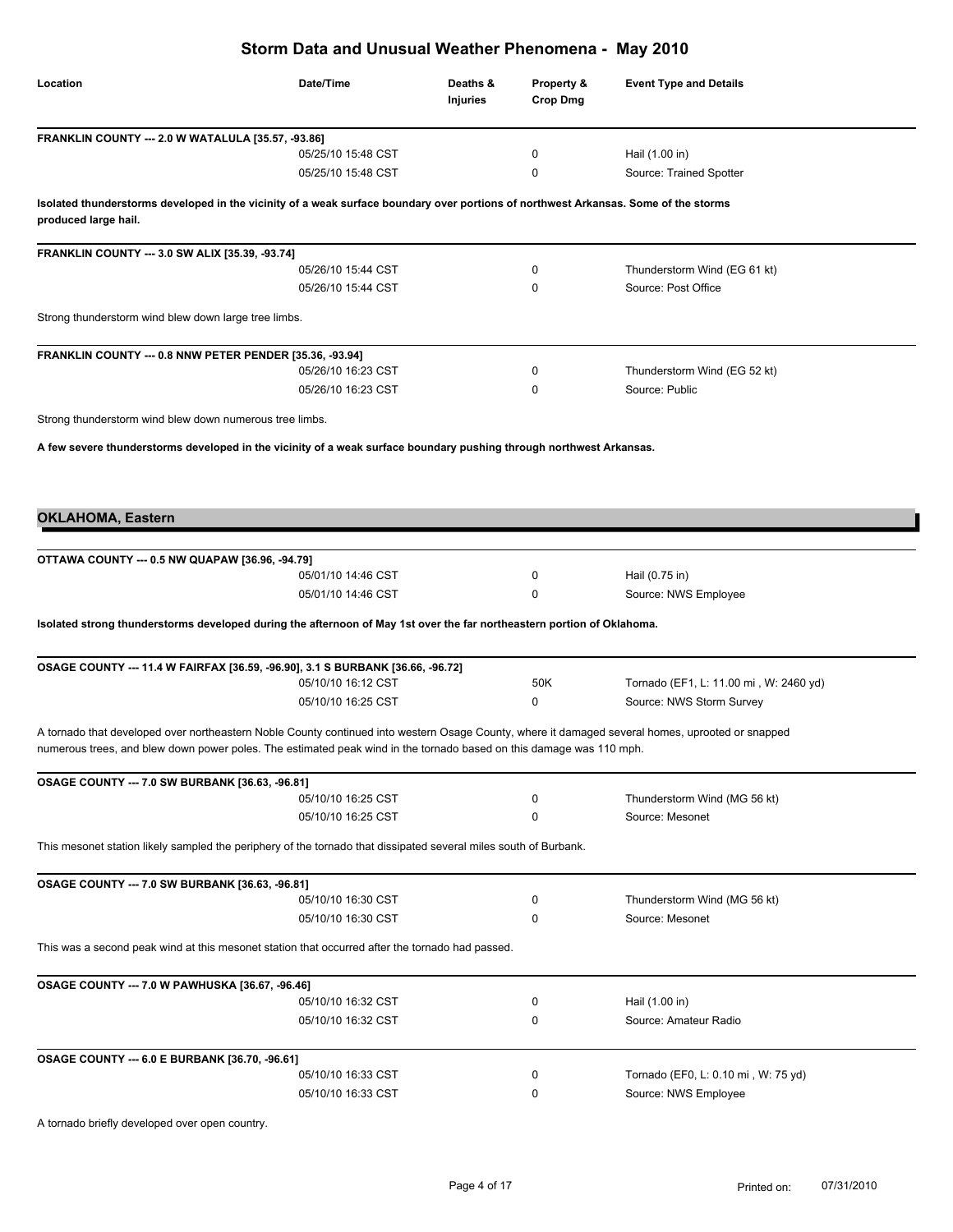# Storm Data and Unusual Weather Phenomena - May 2010

| Location | Date/Time | Deaths & Injuries | Property & Crop Dmg | Event Type and Details |
|---|---|---|---|---|
| **FRANKLIN COUNTY --- 2.0 W WATALULA [35.57, -93.86]** | | | | |
| | 05/25/10 15:48 CST | | 0 | Hail (1.00 in) |
| | 05/25/10 15:48 CST | | 0 | Source: Trained Spotter |

**Isolated thunderstorms developed in the vicinity of a weak surface boundary over portions of northwest Arkansas. Some of the storms produced large hail.**

| Location | Date/Time | Deaths & Injuries | Property & Crop Dmg | Event Type and Details |
|---|---|---|---|---|
| **FRANKLIN COUNTY --- 3.0 SW ALIX [35.39, -93.74]** | | | | |
| | 05/26/10 15:44 CST | | 0 | Thunderstorm Wind (EG 61 kt) |
| | 05/26/10 15:44 CST | | 0 | Source: Post Office |

Strong thunderstorm wind blew down large tree limbs.

| Location | Date/Time | Deaths & Injuries | Property & Crop Dmg | Event Type and Details |
|---|---|---|---|---|
| **FRANKLIN COUNTY --- 0.8 NNW PETER PENDER [35.36, -93.94]** | | | | |
| | 05/26/10 16:23 CST | | 0 | Thunderstorm Wind (EG 52 kt) |
| | 05/26/10 16:23 CST | | 0 | Source: Public |

Strong thunderstorm wind blew down numerous tree limbs.

**A few severe thunderstorms developed in the vicinity of a weak surface boundary pushing through northwest Arkansas.**

## OKLAHOMA, Eastern

| Location | Date/Time | Deaths & Injuries | Property & Crop Dmg | Event Type and Details |
|---|---|---|---|---|
| **OTTAWA COUNTY --- 0.5 NW QUAPAW [36.96, -94.79]** | | | | |
| | 05/01/10 14:46 CST | | 0 | Hail (0.75 in) |
| | 05/01/10 14:46 CST | | 0 | Source: NWS Employee |

**Isolated strong thunderstorms developed during the afternoon of May 1st over the far northeastern portion of Oklahoma.**

| Location | Date/Time | Deaths & Injuries | Property & Crop Dmg | Event Type and Details |
|---|---|---|---|---|
| **OSAGE COUNTY --- 11.4 W FAIRFAX [36.59, -96.90], 3.1 S BURBANK [36.66, -96.72]** | | | | |
| | 05/10/10 16:12 CST | | 50K | Tornado (EF1, L: 11.00 mi , W: 2460 yd) |
| | 05/10/10 16:25 CST | | 0 | Source: NWS Storm Survey |

A tornado that developed over northeastern Noble County continued into western Osage County, where it damaged several homes, uprooted or snapped numerous trees, and blew down power poles. The estimated peak wind in the tornado based on this damage was 110 mph.

| Location | Date/Time | Deaths & Injuries | Property & Crop Dmg | Event Type and Details |
|---|---|---|---|---|
| **OSAGE COUNTY --- 7.0 SW BURBANK [36.63, -96.81]** | | | | |
| | 05/10/10 16:25 CST | | 0 | Thunderstorm Wind (MG 56 kt) |
| | 05/10/10 16:25 CST | | 0 | Source: Mesonet |

This mesonet station likely sampled the periphery of the tornado that dissipated several miles south of Burbank.

| Location | Date/Time | Deaths & Injuries | Property & Crop Dmg | Event Type and Details |
|---|---|---|---|---|
| **OSAGE COUNTY --- 7.0 SW BURBANK [36.63, -96.81]** | | | | |
| | 05/10/10 16:30 CST | | 0 | Thunderstorm Wind (MG 56 kt) |
| | 05/10/10 16:30 CST | | 0 | Source: Mesonet |

This was a second peak wind at this mesonet station that occurred after the tornado had passed.

| Location | Date/Time | Deaths & Injuries | Property & Crop Dmg | Event Type and Details |
|---|---|---|---|---|
| **OSAGE COUNTY --- 7.0 W PAWHUSKA [36.67, -96.46]** | | | | |
| | 05/10/10 16:32 CST | | 0 | Hail (1.00 in) |
| | 05/10/10 16:32 CST | | 0 | Source: Amateur Radio |
| **OSAGE COUNTY --- 6.0 E BURBANK [36.70, -96.61]** | | | | |
| | 05/10/10 16:33 CST | | 0 | Tornado (EF0, L: 0.10 mi , W: 75 yd) |
| | 05/10/10 16:33 CST | | 0 | Source: NWS Employee |

A tornado briefly developed over open country.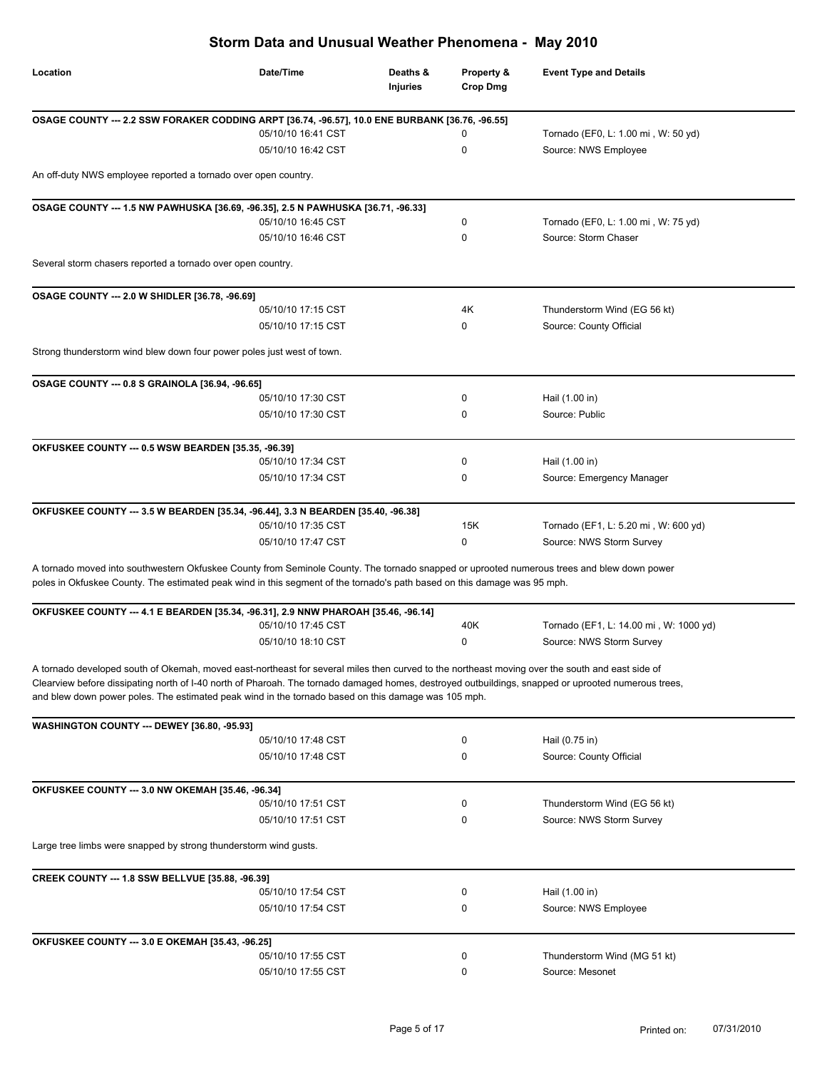# Storm Data and Unusual Weather Phenomena - May 2010

| Location | Date/Time | Deaths & Injuries | Property & Crop Dmg | Event Type and Details |
|---|---|---|---|---|

**OSAGE COUNTY --- 2.2 SSW FORAKER CODDING ARPT [36.74, -96.57], 10.0 ENE BURBANK [36.76, -96.55]**

| | Date/Time | Deaths & Injuries | Property & Crop Dmg | Event Type and Details |
|---|---|---|---|---|
| | 05/10/10 16:41 CST | | 0 | Tornado (EF0, L: 1.00 mi , W: 50 yd) |
| | 05/10/10 16:42 CST | | 0 | Source: NWS Employee |

An off-duty NWS employee reported a tornado over open country.

**OSAGE COUNTY --- 1.5 NW PAWHUSKA [36.69, -96.35], 2.5 N PAWHUSKA [36.71, -96.33]**

| | Date/Time | Deaths & Injuries | Property & Crop Dmg | Event Type and Details |
|---|---|---|---|---|
| | 05/10/10 16:45 CST | | 0 | Tornado (EF0, L: 1.00 mi , W: 75 yd) |
| | 05/10/10 16:46 CST | | 0 | Source: Storm Chaser |

Several storm chasers reported a tornado over open country.

**OSAGE COUNTY --- 2.0 W SHIDLER [36.78, -96.69]**

| | Date/Time | Deaths & Injuries | Property & Crop Dmg | Event Type and Details |
|---|---|---|---|---|
| | 05/10/10 17:15 CST | | 4K | Thunderstorm Wind (EG 56 kt) |
| | 05/10/10 17:15 CST | | 0 | Source: County Official |

Strong thunderstorm wind blew down four power poles just west of town.

**OSAGE COUNTY --- 0.8 S GRAINOLA [36.94, -96.65]**

| | Date/Time | Deaths & Injuries | Property & Crop Dmg | Event Type and Details |
|---|---|---|---|---|
| | 05/10/10 17:30 CST | | 0 | Hail (1.00 in) |
| | 05/10/10 17:30 CST | | 0 | Source: Public |

**OKFUSKEE COUNTY --- 0.5 WSW BEARDEN [35.35, -96.39]**

| | Date/Time | Deaths & Injuries | Property & Crop Dmg | Event Type and Details |
|---|---|---|---|---|
| | 05/10/10 17:34 CST | | 0 | Hail (1.00 in) |
| | 05/10/10 17:34 CST | | 0 | Source: Emergency Manager |

**OKFUSKEE COUNTY --- 3.5 W BEARDEN [35.34, -96.44], 3.3 N BEARDEN [35.40, -96.38]**

| | Date/Time | Deaths & Injuries | Property & Crop Dmg | Event Type and Details |
|---|---|---|---|---|
| | 05/10/10 17:35 CST | | 15K | Tornado (EF1, L: 5.20 mi , W: 600 yd) |
| | 05/10/10 17:47 CST | | 0 | Source: NWS Storm Survey |

A tornado moved into southwestern Okfuskee County from Seminole County. The tornado snapped or uprooted numerous trees and blew down power poles in Okfuskee County. The estimated peak wind in this segment of the tornado's path based on this damage was 95 mph.

**OKFUSKEE COUNTY --- 4.1 E BEARDEN [35.34, -96.31], 2.9 NNW PHAROAH [35.46, -96.14]**

| | Date/Time | Deaths & Injuries | Property & Crop Dmg | Event Type and Details |
|---|---|---|---|---|
| | 05/10/10 17:45 CST | | 40K | Tornado (EF1, L: 14.00 mi , W: 1000 yd) |
| | 05/10/10 18:10 CST | | 0 | Source: NWS Storm Survey |

A tornado developed south of Okemah, moved east-northeast for several miles then curved to the northeast moving over the south and east side of Clearview before dissipating north of I-40 north of Pharoah. The tornado damaged homes, destroyed outbuildings, snapped or uprooted numerous trees, and blew down power poles. The estimated peak wind in the tornado based on this damage was 105 mph.

**WASHINGTON COUNTY --- DEWEY [36.80, -95.93]**

| | Date/Time | Deaths & Injuries | Property & Crop Dmg | Event Type and Details |
|---|---|---|---|---|
| | 05/10/10 17:48 CST | | 0 | Hail (0.75 in) |
| | 05/10/10 17:48 CST | | 0 | Source: County Official |

**OKFUSKEE COUNTY --- 3.0 NW OKEMAH [35.46, -96.34]**

| | Date/Time | Deaths & Injuries | Property & Crop Dmg | Event Type and Details |
|---|---|---|---|---|
| | 05/10/10 17:51 CST | | 0 | Thunderstorm Wind (EG 56 kt) |
| | 05/10/10 17:51 CST | | 0 | Source: NWS Storm Survey |

Large tree limbs were snapped by strong thunderstorm wind gusts.

**CREEK COUNTY --- 1.8 SSW BELLVUE [35.88, -96.39]**

| | Date/Time | Deaths & Injuries | Property & Crop Dmg | Event Type and Details |
|---|---|---|---|---|
| | 05/10/10 17:54 CST | | 0 | Hail (1.00 in) |
| | 05/10/10 17:54 CST | | 0 | Source: NWS Employee |

**OKFUSKEE COUNTY --- 3.0 E OKEMAH [35.43, -96.25]**

| | Date/Time | Deaths & Injuries | Property & Crop Dmg | Event Type and Details |
|---|---|---|---|---|
| | 05/10/10 17:55 CST | | 0 | Thunderstorm Wind (MG 51 kt) |
| | 05/10/10 17:55 CST | | 0 | Source: Mesonet |

Printed on: 07/31/2010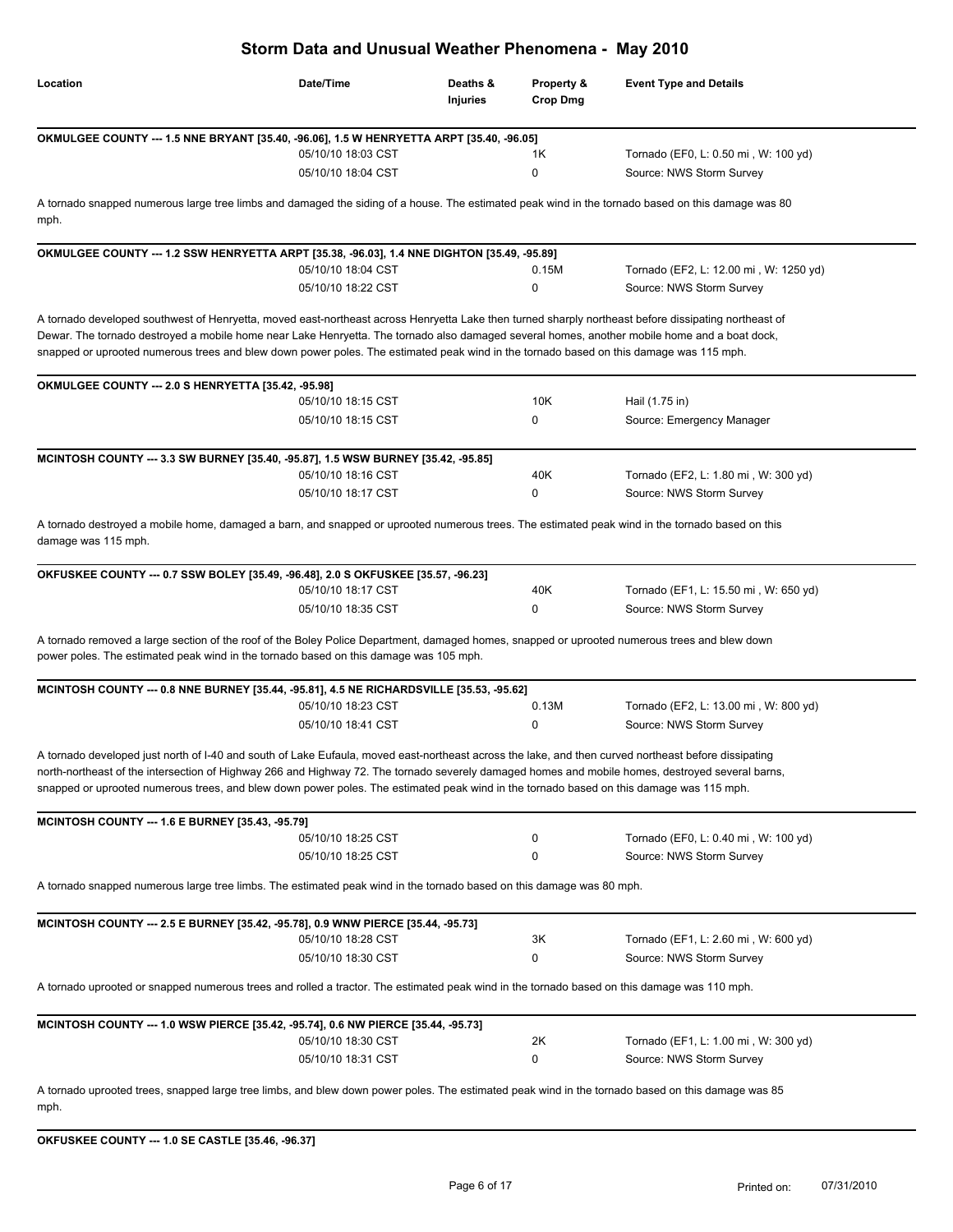# Storm Data and Unusual Weather Phenomena - May 2010

| Location | Date/Time | Deaths & Injuries | Property & Crop Dmg | Event Type and Details |
|---|---|---|---|---|

**OKMULGEE COUNTY --- 1.5 NNE BRYANT [35.40, -96.06], 1.5 W HENRYETTA ARPT [35.40, -96.05]**

| | Date/Time | Deaths & Injuries | Property & Crop Dmg | Event Type and Details |
|---|---|---|---|---|
| | 05/10/10 18:03 CST | | 1K | Tornado (EF0, L: 0.50 mi , W: 100 yd) |
| | 05/10/10 18:04 CST | | 0 | Source: NWS Storm Survey |

A tornado snapped numerous large tree limbs and damaged the siding of a house. The estimated peak wind in the tornado based on this damage was 80 mph.

**OKMULGEE COUNTY --- 1.2 SSW HENRYETTA ARPT [35.38, -96.03], 1.4 NNE DIGHTON [35.49, -95.89]**

| | Date/Time | Deaths & Injuries | Property & Crop Dmg | Event Type and Details |
|---|---|---|---|---|
| | 05/10/10 18:04 CST | | 0.15M | Tornado (EF2, L: 12.00 mi , W: 1250 yd) |
| | 05/10/10 18:22 CST | | 0 | Source: NWS Storm Survey |

A tornado developed southwest of Henryetta, moved east-northeast across Henryetta Lake then turned sharply northeast before dissipating northeast of Dewar. The tornado destroyed a mobile home near Lake Henryetta. The tornado also damaged several homes, another mobile home and a boat dock, snapped or uprooted numerous trees and blew down power poles. The estimated peak wind in the tornado based on this damage was 115 mph.

**OKMULGEE COUNTY --- 2.0 S HENRYETTA [35.42, -95.98]**

| | Date/Time | Deaths & Injuries | Property & Crop Dmg | Event Type and Details |
|---|---|---|---|---|
| | 05/10/10 18:15 CST | | 10K | Hail (1.75 in) |
| | 05/10/10 18:15 CST | | 0 | Source: Emergency Manager |

**MCINTOSH COUNTY --- 3.3 SW BURNEY [35.40, -95.87], 1.5 WSW BURNEY [35.42, -95.85]**

| | Date/Time | Deaths & Injuries | Property & Crop Dmg | Event Type and Details |
|---|---|---|---|---|
| | 05/10/10 18:16 CST | | 40K | Tornado (EF2, L: 1.80 mi , W: 300 yd) |
| | 05/10/10 18:17 CST | | 0 | Source: NWS Storm Survey |

A tornado destroyed a mobile home, damaged a barn, and snapped or uprooted numerous trees. The estimated peak wind in the tornado based on this damage was 115 mph.

**OKFUSKEE COUNTY --- 0.7 SSW BOLEY [35.49, -96.48], 2.0 S OKFUSKEE [35.57, -96.23]**

| | Date/Time | Deaths & Injuries | Property & Crop Dmg | Event Type and Details |
|---|---|---|---|---|
| | 05/10/10 18:17 CST | | 40K | Tornado (EF1, L: 15.50 mi , W: 650 yd) |
| | 05/10/10 18:35 CST | | 0 | Source: NWS Storm Survey |

A tornado removed a large section of the roof of the Boley Police Department, damaged homes, snapped or uprooted numerous trees and blew down power poles. The estimated peak wind in the tornado based on this damage was 105 mph.

**MCINTOSH COUNTY --- 0.8 NNE BURNEY [35.44, -95.81], 4.5 NE RICHARDSVILLE [35.53, -95.62]**

| | Date/Time | Deaths & Injuries | Property & Crop Dmg | Event Type and Details |
|---|---|---|---|---|
| | 05/10/10 18:23 CST | | 0.13M | Tornado (EF2, L: 13.00 mi , W: 800 yd) |
| | 05/10/10 18:41 CST | | 0 | Source: NWS Storm Survey |

A tornado developed just north of I-40 and south of Lake Eufaula, moved east-northeast across the lake, and then curved northeast before dissipating north-northeast of the intersection of Highway 266 and Highway 72. The tornado severely damaged homes and mobile homes, destroyed several barns, snapped or uprooted numerous trees, and blew down power poles. The estimated peak wind in the tornado based on this damage was 115 mph.

**MCINTOSH COUNTY --- 1.6 E BURNEY [35.43, -95.79]**

| | Date/Time | Deaths & Injuries | Property & Crop Dmg | Event Type and Details |
|---|---|---|---|---|
| | 05/10/10 18:25 CST | | 0 | Tornado (EF0, L: 0.40 mi , W: 100 yd) |
| | 05/10/10 18:25 CST | | 0 | Source: NWS Storm Survey |

A tornado snapped numerous large tree limbs. The estimated peak wind in the tornado based on this damage was 80 mph.

**MCINTOSH COUNTY --- 2.5 E BURNEY [35.42, -95.78], 0.9 WNW PIERCE [35.44, -95.73]**

| | Date/Time | Deaths & Injuries | Property & Crop Dmg | Event Type and Details |
|---|---|---|---|---|
| | 05/10/10 18:28 CST | | 3K | Tornado (EF1, L: 2.60 mi , W: 600 yd) |
| | 05/10/10 18:30 CST | | 0 | Source: NWS Storm Survey |

A tornado uprooted or snapped numerous trees and rolled a tractor. The estimated peak wind in the tornado based on this damage was 110 mph.

**MCINTOSH COUNTY --- 1.0 WSW PIERCE [35.42, -95.74], 0.6 NW PIERCE [35.44, -95.73]**

| | Date/Time | Deaths & Injuries | Property & Crop Dmg | Event Type and Details |
|---|---|---|---|---|
| | 05/10/10 18:30 CST | | 2K | Tornado (EF1, L: 1.00 mi , W: 300 yd) |
| | 05/10/10 18:31 CST | | 0 | Source: NWS Storm Survey |

A tornado uprooted trees, snapped large tree limbs, and blew down power poles. The estimated peak wind in the tornado based on this damage was 85 mph.

**OKFUSKEE COUNTY --- 1.0 SE CASTLE [35.46, -96.37]**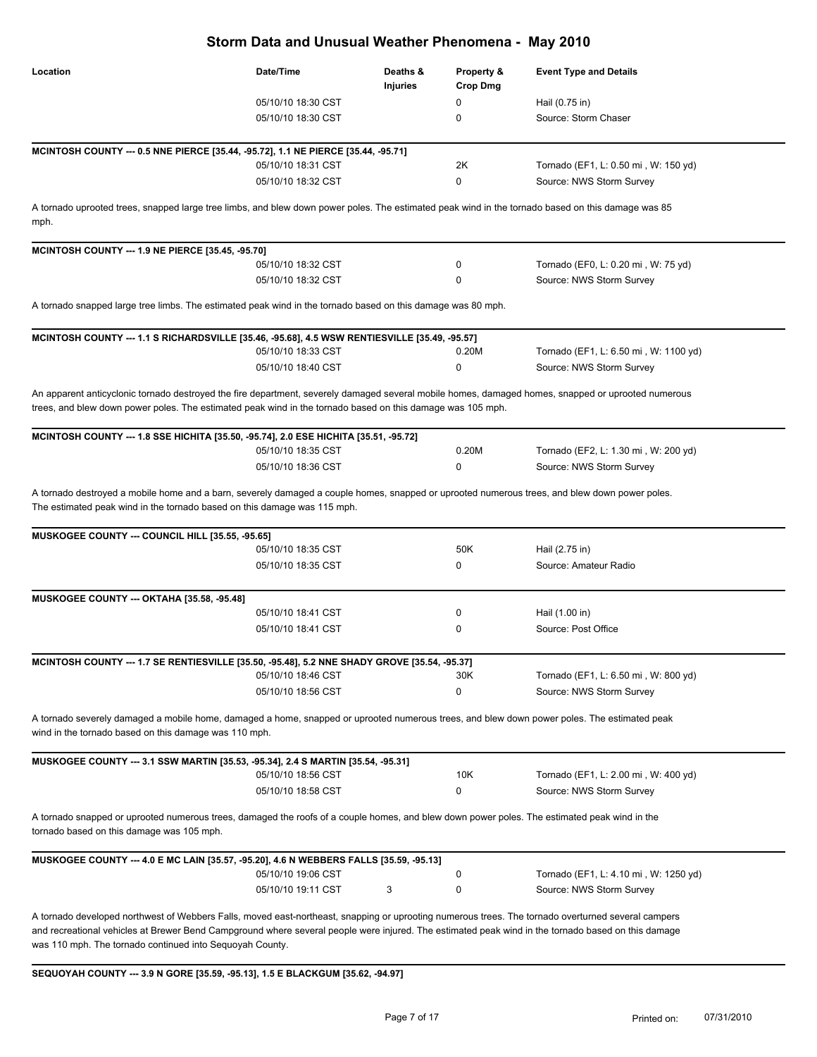# Storm Data and Unusual Weather Phenomena - May 2010

| Location | Date/Time | Deaths & Injuries | Property & Crop Dmg | Event Type and Details |
|---|---|---|---|---|
| | 05/10/10 18:30 CST | | 0 | Hail (0.75 in) |
| | 05/10/10 18:30 CST | | 0 | Source: Storm Chaser |

**MCINTOSH COUNTY --- 0.5 NNE PIERCE [35.44, -95.72], 1.1 NE PIERCE [35.44, -95.71]**

| Date/Time | Deaths & Injuries | Property & Crop Dmg | Event Type and Details |
|---|---|---|---|
| 05/10/10 18:31 CST | | 2K | Tornado (EF1, L: 0.50 mi , W: 150 yd) |
| 05/10/10 18:32 CST | | 0 | Source: NWS Storm Survey |

A tornado uprooted trees, snapped large tree limbs, and blew down power poles. The estimated peak wind in the tornado based on this damage was 85 mph.

**MCINTOSH COUNTY --- 1.9 NE PIERCE [35.45, -95.70]**

| Date/Time | Deaths & Injuries | Property & Crop Dmg | Event Type and Details |
|---|---|---|---|
| 05/10/10 18:32 CST | | 0 | Tornado (EF0, L: 0.20 mi , W: 75 yd) |
| 05/10/10 18:32 CST | | 0 | Source: NWS Storm Survey |

A tornado snapped large tree limbs. The estimated peak wind in the tornado based on this damage was 80 mph.

**MCINTOSH COUNTY --- 1.1 S RICHARDSVILLE [35.46, -95.68], 4.5 WSW RENTIESVILLE [35.49, -95.57]**

| Date/Time | Deaths & Injuries | Property & Crop Dmg | Event Type and Details |
|---|---|---|---|
| 05/10/10 18:33 CST | | 0.20M | Tornado (EF1, L: 6.50 mi , W: 1100 yd) |
| 05/10/10 18:40 CST | | 0 | Source: NWS Storm Survey |

An apparent anticyclonic tornado destroyed the fire department, severely damaged several mobile homes, damaged homes, snapped or uprooted numerous trees, and blew down power poles. The estimated peak wind in the tornado based on this damage was 105 mph.

**MCINTOSH COUNTY --- 1.8 SSE HICHITA [35.50, -95.74], 2.0 ESE HICHITA [35.51, -95.72]**

| Date/Time | Deaths & Injuries | Property & Crop Dmg | Event Type and Details |
|---|---|---|---|
| 05/10/10 18:35 CST | | 0.20M | Tornado (EF2, L: 1.30 mi , W: 200 yd) |
| 05/10/10 18:36 CST | | 0 | Source: NWS Storm Survey |

A tornado destroyed a mobile home and a barn, severely damaged a couple homes, snapped or uprooted numerous trees, and blew down power poles. The estimated peak wind in the tornado based on this damage was 115 mph.

**MUSKOGEE COUNTY --- COUNCIL HILL [35.55, -95.65]**

| Date/Time | Deaths & Injuries | Property & Crop Dmg | Event Type and Details |
|---|---|---|---|
| 05/10/10 18:35 CST | | 50K | Hail (2.75 in) |
| 05/10/10 18:35 CST | | 0 | Source: Amateur Radio |

**MUSKOGEE COUNTY --- OKTAHA [35.58, -95.48]**

| Date/Time | Deaths & Injuries | Property & Crop Dmg | Event Type and Details |
|---|---|---|---|
| 05/10/10 18:41 CST | | 0 | Hail (1.00 in) |
| 05/10/10 18:41 CST | | 0 | Source: Post Office |

**MCINTOSH COUNTY --- 1.7 SE RENTIESVILLE [35.50, -95.48], 5.2 NNE SHADY GROVE [35.54, -95.37]**

| Date/Time | Deaths & Injuries | Property & Crop Dmg | Event Type and Details |
|---|---|---|---|
| 05/10/10 18:46 CST | | 30K | Tornado (EF1, L: 6.50 mi , W: 800 yd) |
| 05/10/10 18:56 CST | | 0 | Source: NWS Storm Survey |

A tornado severely damaged a mobile home, damaged a home, snapped or uprooted numerous trees, and blew down power poles. The estimated peak wind in the tornado based on this damage was 110 mph.

**MUSKOGEE COUNTY --- 3.1 SSW MARTIN [35.53, -95.34], 2.4 S MARTIN [35.54, -95.31]**

| Date/Time | Deaths & Injuries | Property & Crop Dmg | Event Type and Details |
|---|---|---|---|
| 05/10/10 18:56 CST | | 10K | Tornado (EF1, L: 2.00 mi , W: 400 yd) |
| 05/10/10 18:58 CST | | 0 | Source: NWS Storm Survey |

A tornado snapped or uprooted numerous trees, damaged the roofs of a couple homes, and blew down power poles. The estimated peak wind in the tornado based on this damage was 105 mph.

**MUSKOGEE COUNTY --- 4.0 E MC LAIN [35.57, -95.20], 4.6 N WEBBERS FALLS [35.59, -95.13]**

| Date/Time | Deaths & Injuries | Property & Crop Dmg | Event Type and Details |
|---|---|---|---|
| 05/10/10 19:06 CST | | 0 | Tornado (EF1, L: 4.10 mi , W: 1250 yd) |
| 05/10/10 19:11 CST | 3 | 0 | Source: NWS Storm Survey |

A tornado developed northwest of Webbers Falls, moved east-northeast, snapping or uprooting numerous trees. The tornado overturned several campers and recreational vehicles at Brewer Bend Campground where several people were injured. The estimated peak wind in the tornado based on this damage was 110 mph. The tornado continued into Sequoyah County.

**SEQUOYAH COUNTY --- 3.9 N GORE [35.59, -95.13], 1.5 E BLACKGUM [35.62, -94.97]**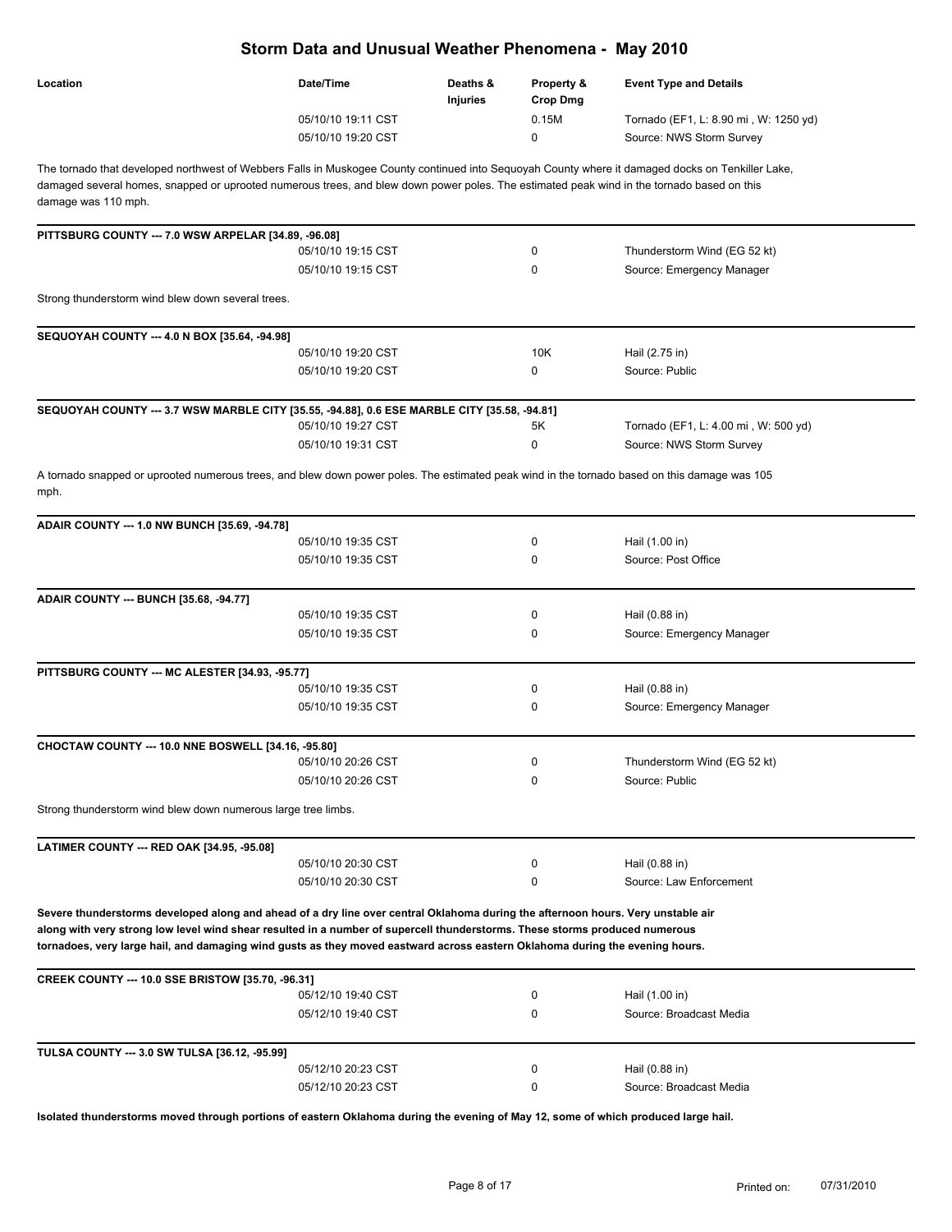# Storm Data and Unusual Weather Phenomena - May 2010

| Location | Date/Time | Deaths & Injuries | Property & Crop Dmg | Event Type and Details |
|---|---|---|---|---|
| | 05/10/10 19:11 CST | | 0.15M | Tornado (EF1, L: 8.90 mi , W: 1250 yd) |
| | 05/10/10 19:20 CST | | 0 | Source: NWS Storm Survey |

The tornado that developed northwest of Webbers Falls in Muskogee County continued into Sequoyah County where it damaged docks on Tenkiller Lake, damaged several homes, snapped or uprooted numerous trees, and blew down power poles. The estimated peak wind in the tornado based on this damage was 110 mph.

**PITTSBURG COUNTY --- 7.0 WSW ARPELAR [34.89, -96.08]**

| Date/Time | Deaths & Injuries | Property & Crop Dmg | Event Type and Details |
|---|---|---|---|
| 05/10/10 19:15 CST | | 0 | Thunderstorm Wind (EG 52 kt) |
| 05/10/10 19:15 CST | | 0 | Source: Emergency Manager |

Strong thunderstorm wind blew down several trees.

**SEQUOYAH COUNTY --- 4.0 N BOX [35.64, -94.98]**

| Date/Time | Deaths & Injuries | Property & Crop Dmg | Event Type and Details |
|---|---|---|---|
| 05/10/10 19:20 CST | | 10K | Hail (2.75 in) |
| 05/10/10 19:20 CST | | 0 | Source: Public |

**SEQUOYAH COUNTY --- 3.7 WSW MARBLE CITY [35.55, -94.88], 0.6 ESE MARBLE CITY [35.58, -94.81]**

| Date/Time | Deaths & Injuries | Property & Crop Dmg | Event Type and Details |
|---|---|---|---|
| 05/10/10 19:27 CST | | 5K | Tornado (EF1, L: 4.00 mi , W: 500 yd) |
| 05/10/10 19:31 CST | | 0 | Source: NWS Storm Survey |

A tornado snapped or uprooted numerous trees, and blew down power poles. The estimated peak wind in the tornado based on this damage was 105 mph.

**ADAIR COUNTY --- 1.0 NW BUNCH [35.69, -94.78]**

| Date/Time | Deaths & Injuries | Property & Crop Dmg | Event Type and Details |
|---|---|---|---|
| 05/10/10 19:35 CST | | 0 | Hail (1.00 in) |
| 05/10/10 19:35 CST | | 0 | Source: Post Office |

**ADAIR COUNTY --- BUNCH [35.68, -94.77]**

| Date/Time | Deaths & Injuries | Property & Crop Dmg | Event Type and Details |
|---|---|---|---|
| 05/10/10 19:35 CST | | 0 | Hail (0.88 in) |
| 05/10/10 19:35 CST | | 0 | Source: Emergency Manager |

**PITTSBURG COUNTY --- MC ALESTER [34.93, -95.77]**

| Date/Time | Deaths & Injuries | Property & Crop Dmg | Event Type and Details |
|---|---|---|---|
| 05/10/10 19:35 CST | | 0 | Hail (0.88 in) |
| 05/10/10 19:35 CST | | 0 | Source: Emergency Manager |

**CHOCTAW COUNTY --- 10.0 NNE BOSWELL [34.16, -95.80]**

| Date/Time | Deaths & Injuries | Property & Crop Dmg | Event Type and Details |
|---|---|---|---|
| 05/10/10 20:26 CST | | 0 | Thunderstorm Wind (EG 52 kt) |
| 05/10/10 20:26 CST | | 0 | Source: Public |

Strong thunderstorm wind blew down numerous large tree limbs.

**LATIMER COUNTY --- RED OAK [34.95, -95.08]**

| Date/Time | Deaths & Injuries | Property & Crop Dmg | Event Type and Details |
|---|---|---|---|
| 05/10/10 20:30 CST | | 0 | Hail (0.88 in) |
| 05/10/10 20:30 CST | | 0 | Source: Law Enforcement |

**Severe thunderstorms developed along and ahead of a dry line over central Oklahoma during the afternoon hours. Very unstable air along with very strong low level wind shear resulted in a number of supercell thunderstorms. These storms produced numerous tornadoes, very large hail, and damaging wind gusts as they moved eastward across eastern Oklahoma during the evening hours.**

**CREEK COUNTY --- 10.0 SSE BRISTOW [35.70, -96.31]**

| Date/Time | Deaths & Injuries | Property & Crop Dmg | Event Type and Details |
|---|---|---|---|
| 05/12/10 19:40 CST | | 0 | Hail (1.00 in) |
| 05/12/10 19:40 CST | | 0 | Source: Broadcast Media |

**TULSA COUNTY --- 3.0 SW TULSA [36.12, -95.99]**

| Date/Time | Deaths & Injuries | Property & Crop Dmg | Event Type and Details |
|---|---|---|---|
| 05/12/10 20:23 CST | | 0 | Hail (0.88 in) |
| 05/12/10 20:23 CST | | 0 | Source: Broadcast Media |

**Isolated thunderstorms moved through portions of eastern Oklahoma during the evening of May 12, some of which produced large hail.**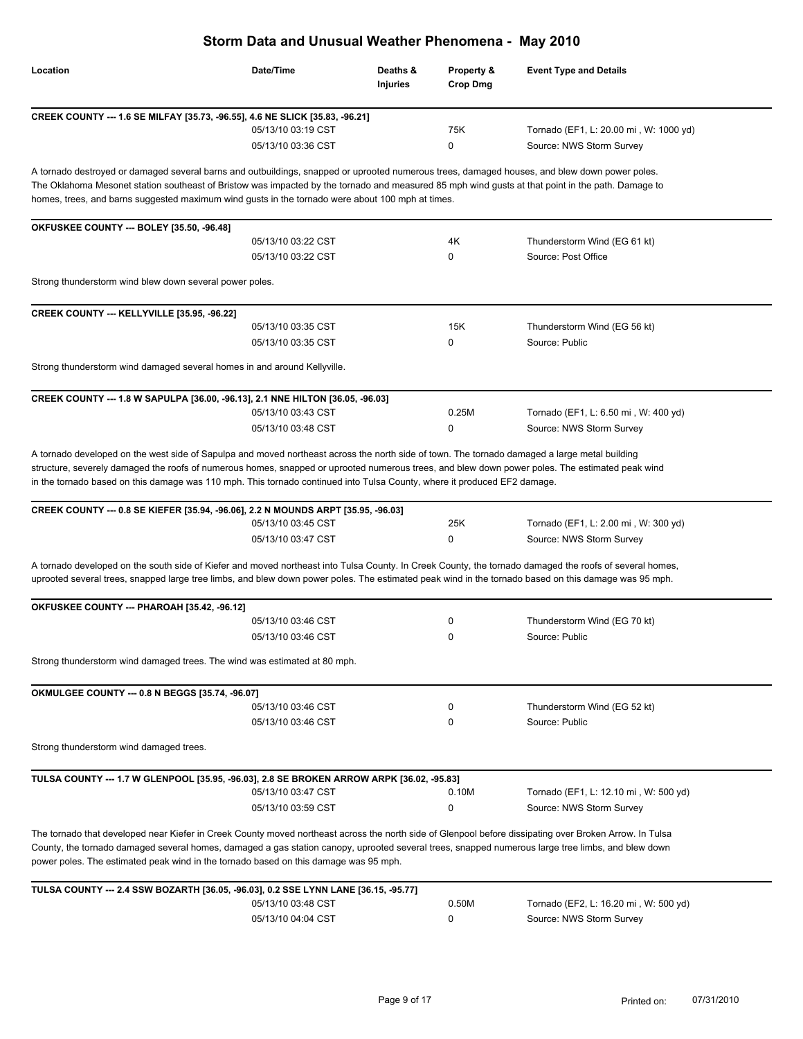# Storm Data and Unusual Weather Phenomena - May 2010

| Location | Date/Time | Deaths & Injuries | Property & Crop Dmg | Event Type and Details |
|---|---|---|---|---|

**CREEK COUNTY --- 1.6 SE MILFAY [35.73, -96.55], 4.6 NE SLICK [35.83, -96.21]**

| | Date/Time | Deaths & Injuries | Property & Crop Dmg | Event Type and Details |
|---|---|---|---|---|
| | 05/13/10 03:19 CST | | 75K | Tornado (EF1, L: 20.00 mi , W: 1000 yd) |
| | 05/13/10 03:36 CST | | 0 | Source: NWS Storm Survey |

A tornado destroyed or damaged several barns and outbuildings, snapped or uprooted numerous trees, damaged houses, and blew down power poles. The Oklahoma Mesonet station southeast of Bristow was impacted by the tornado and measured 85 mph wind gusts at that point in the path. Damage to homes, trees, and barns suggested maximum wind gusts in the tornado were about 100 mph at times.

**OKFUSKEE COUNTY --- BOLEY [35.50, -96.48]**

| | Date/Time | Deaths & Injuries | Property & Crop Dmg | Event Type and Details |
|---|---|---|---|---|
| | 05/13/10 03:22 CST | | 4K | Thunderstorm Wind (EG 61 kt) |
| | 05/13/10 03:22 CST | | 0 | Source: Post Office |

Strong thunderstorm wind blew down several power poles.

**CREEK COUNTY --- KELLYVILLE [35.95, -96.22]**

| | Date/Time | Deaths & Injuries | Property & Crop Dmg | Event Type and Details |
|---|---|---|---|---|
| | 05/13/10 03:35 CST | | 15K | Thunderstorm Wind (EG 56 kt) |
| | 05/13/10 03:35 CST | | 0 | Source: Public |

Strong thunderstorm wind damaged several homes in and around Kellyville.

**CREEK COUNTY --- 1.8 W SAPULPA [36.00, -96.13], 2.1 NNE HILTON [36.05, -96.03]**

| | Date/Time | Deaths & Injuries | Property & Crop Dmg | Event Type and Details |
|---|---|---|---|---|
| | 05/13/10 03:43 CST | | 0.25M | Tornado (EF1, L: 6.50 mi , W: 400 yd) |
| | 05/13/10 03:48 CST | | 0 | Source: NWS Storm Survey |

A tornado developed on the west side of Sapulpa and moved northeast across the north side of town. The tornado damaged a large metal building structure, severely damaged the roofs of numerous homes, snapped or uprooted numerous trees, and blew down power poles. The estimated peak wind in the tornado based on this damage was 110 mph. This tornado continued into Tulsa County, where it produced EF2 damage.

**CREEK COUNTY --- 0.8 SE KIEFER [35.94, -96.06], 2.2 N MOUNDS ARPT [35.95, -96.03]**

| | Date/Time | Deaths & Injuries | Property & Crop Dmg | Event Type and Details |
|---|---|---|---|---|
| | 05/13/10 03:45 CST | | 25K | Tornado (EF1, L: 2.00 mi , W: 300 yd) |
| | 05/13/10 03:47 CST | | 0 | Source: NWS Storm Survey |

A tornado developed on the south side of Kiefer and moved northeast into Tulsa County. In Creek County, the tornado damaged the roofs of several homes, uprooted several trees, snapped large tree limbs, and blew down power poles. The estimated peak wind in the tornado based on this damage was 95 mph.

**OKFUSKEE COUNTY --- PHAROAH [35.42, -96.12]**

| | Date/Time | Deaths & Injuries | Property & Crop Dmg | Event Type and Details |
|---|---|---|---|---|
| | 05/13/10 03:46 CST | | 0 | Thunderstorm Wind (EG 70 kt) |
| | 05/13/10 03:46 CST | | 0 | Source: Public |

Strong thunderstorm wind damaged trees. The wind was estimated at 80 mph.

**OKMULGEE COUNTY --- 0.8 N BEGGS [35.74, -96.07]**

| | Date/Time | Deaths & Injuries | Property & Crop Dmg | Event Type and Details |
|---|---|---|---|---|
| | 05/13/10 03:46 CST | | 0 | Thunderstorm Wind (EG 52 kt) |
| | 05/13/10 03:46 CST | | 0 | Source: Public |

Strong thunderstorm wind damaged trees.

**TULSA COUNTY --- 1.7 W GLENPOOL [35.95, -96.03], 2.8 SE BROKEN ARROW ARPK [36.02, -95.83]**

| | Date/Time | Deaths & Injuries | Property & Crop Dmg | Event Type and Details |
|---|---|---|---|---|
| | 05/13/10 03:47 CST | | 0.10M | Tornado (EF1, L: 12.10 mi , W: 500 yd) |
| | 05/13/10 03:59 CST | | 0 | Source: NWS Storm Survey |

The tornado that developed near Kiefer in Creek County moved northeast across the north side of Glenpool before dissipating over Broken Arrow. In Tulsa County, the tornado damaged several homes, damaged a gas station canopy, uprooted several trees, snapped numerous large tree limbs, and blew down power poles. The estimated peak wind in the tornado based on this damage was 95 mph.

**TULSA COUNTY --- 2.4 SSW BOZARTH [36.05, -96.03], 0.2 SSE LYNN LANE [36.15, -95.77]**

| | Date/Time | Deaths & Injuries | Property & Crop Dmg | Event Type and Details |
|---|---|---|---|---|
| | 05/13/10 03:48 CST | | 0.50M | Tornado (EF2, L: 16.20 mi , W: 500 yd) |
| | 05/13/10 04:04 CST | | 0 | Source: NWS Storm Survey |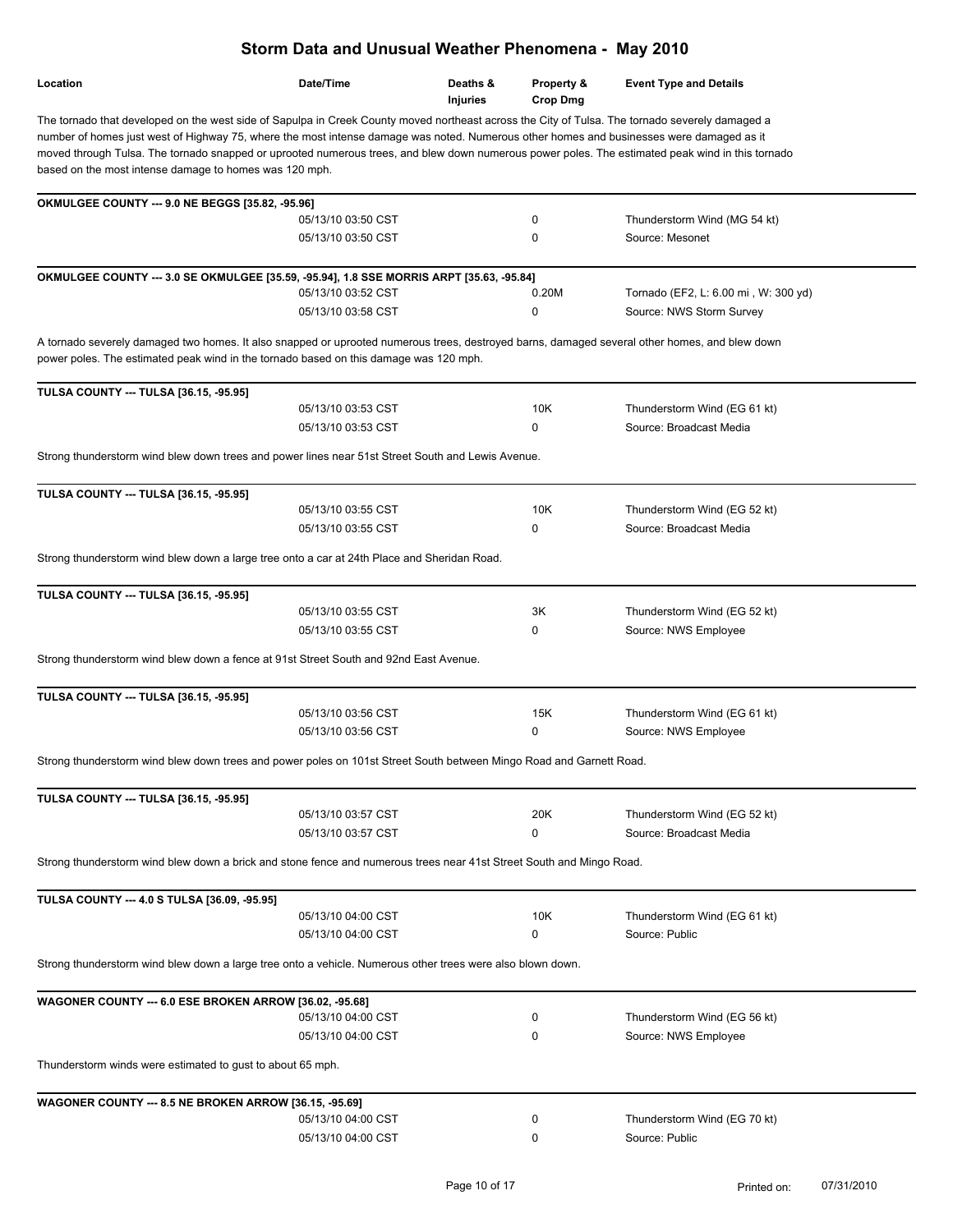# Storm Data and Unusual Weather Phenomena - May 2010

| Location | Date/Time | Deaths & Injuries | Property & Crop Dmg | Event Type and Details |
|---|---|---|---|---|

The tornado that developed on the west side of Sapulpa in Creek County moved northeast across the City of Tulsa. The tornado severely damaged a number of homes just west of Highway 75, where the most intense damage was noted. Numerous other homes and businesses were damaged as it moved through Tulsa. The tornado snapped or uprooted numerous trees, and blew down numerous power poles. The estimated peak wind in this tornado based on the most intense damage to homes was 120 mph.

**OKMULGEE COUNTY --- 9.0 NE BEGGS [35.82, -95.96]**

| | Date/Time | Deaths & Injuries | Property & Crop Dmg | Event Type and Details |
|---|---|---|---|---|
| | 05/13/10 03:50 CST | | 0 | Thunderstorm Wind (MG 54 kt) |
| | 05/13/10 03:50 CST | | 0 | Source: Mesonet |

**OKMULGEE COUNTY --- 3.0 SE OKMULGEE [35.59, -95.94], 1.8 SSE MORRIS ARPT [35.63, -95.84]**

| | Date/Time | Deaths & Injuries | Property & Crop Dmg | Event Type and Details |
|---|---|---|---|---|
| | 05/13/10 03:52 CST | | 0.20M | Tornado (EF2, L: 6.00 mi , W: 300 yd) |
| | 05/13/10 03:58 CST | | 0 | Source: NWS Storm Survey |

A tornado severely damaged two homes. It also snapped or uprooted numerous trees, destroyed barns, damaged several other homes, and blew down power poles. The estimated peak wind in the tornado based on this damage was 120 mph.

**TULSA COUNTY --- TULSA [36.15, -95.95]**

| | Date/Time | Deaths & Injuries | Property & Crop Dmg | Event Type and Details |
|---|---|---|---|---|
| | 05/13/10 03:53 CST | | 10K | Thunderstorm Wind (EG 61 kt) |
| | 05/13/10 03:53 CST | | 0 | Source: Broadcast Media |

Strong thunderstorm wind blew down trees and power lines near 51st Street South and Lewis Avenue.

**TULSA COUNTY --- TULSA [36.15, -95.95]**

| | Date/Time | Deaths & Injuries | Property & Crop Dmg | Event Type and Details |
|---|---|---|---|---|
| | 05/13/10 03:55 CST | | 10K | Thunderstorm Wind (EG 52 kt) |
| | 05/13/10 03:55 CST | | 0 | Source: Broadcast Media |

Strong thunderstorm wind blew down a large tree onto a car at 24th Place and Sheridan Road.

**TULSA COUNTY --- TULSA [36.15, -95.95]**

| | Date/Time | Deaths & Injuries | Property & Crop Dmg | Event Type and Details |
|---|---|---|---|---|
| | 05/13/10 03:55 CST | | 3K | Thunderstorm Wind (EG 52 kt) |
| | 05/13/10 03:55 CST | | 0 | Source: NWS Employee |

Strong thunderstorm wind blew down a fence at 91st Street South and 92nd East Avenue.

**TULSA COUNTY --- TULSA [36.15, -95.95]**

| | Date/Time | Deaths & Injuries | Property & Crop Dmg | Event Type and Details |
|---|---|---|---|---|
| | 05/13/10 03:56 CST | | 15K | Thunderstorm Wind (EG 61 kt) |
| | 05/13/10 03:56 CST | | 0 | Source: NWS Employee |

Strong thunderstorm wind blew down trees and power poles on 101st Street South between Mingo Road and Garnett Road.

**TULSA COUNTY --- TULSA [36.15, -95.95]**

| | Date/Time | Deaths & Injuries | Property & Crop Dmg | Event Type and Details |
|---|---|---|---|---|
| | 05/13/10 03:57 CST | | 20K | Thunderstorm Wind (EG 52 kt) |
| | 05/13/10 03:57 CST | | 0 | Source: Broadcast Media |

Strong thunderstorm wind blew down a brick and stone fence and numerous trees near 41st Street South and Mingo Road.

**TULSA COUNTY --- 4.0 S TULSA [36.09, -95.95]**

| | Date/Time | Deaths & Injuries | Property & Crop Dmg | Event Type and Details |
|---|---|---|---|---|
| | 05/13/10 04:00 CST | | 10K | Thunderstorm Wind (EG 61 kt) |
| | 05/13/10 04:00 CST | | 0 | Source: Public |

Strong thunderstorm wind blew down a large tree onto a vehicle. Numerous other trees were also blown down.

**WAGONER COUNTY --- 6.0 ESE BROKEN ARROW [36.02, -95.68]**

| | Date/Time | Deaths & Injuries | Property & Crop Dmg | Event Type and Details |
|---|---|---|---|---|
| | 05/13/10 04:00 CST | | 0 | Thunderstorm Wind (EG 56 kt) |
| | 05/13/10 04:00 CST | | 0 | Source: NWS Employee |

Thunderstorm winds were estimated to gust to about 65 mph.

**WAGONER COUNTY --- 8.5 NE BROKEN ARROW [36.15, -95.69]**

| | Date/Time | Deaths & Injuries | Property & Crop Dmg | Event Type and Details |
|---|---|---|---|---|
| | 05/13/10 04:00 CST | | 0 | Thunderstorm Wind (EG 70 kt) |
| | 05/13/10 04:00 CST | | 0 | Source: Public |

Printed on: 07/31/2010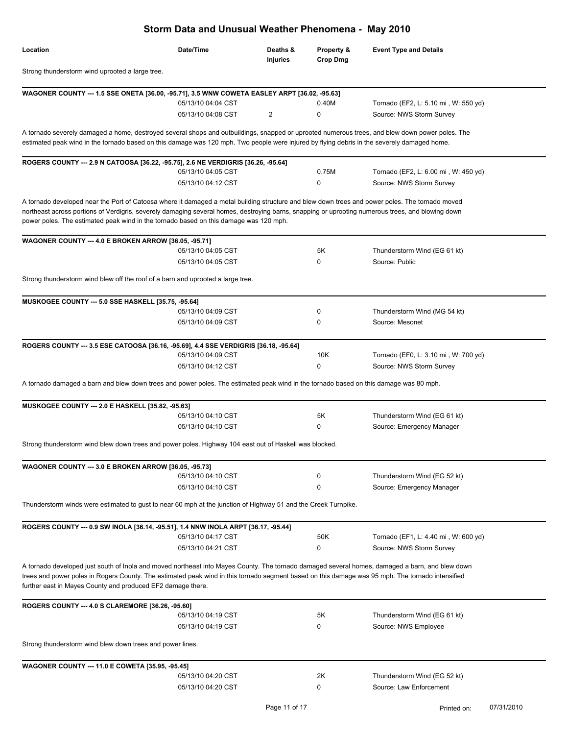# Storm Data and Unusual Weather Phenomena - May 2010

| Location | Date/Time | Deaths & Injuries | Property & Crop Dmg | Event Type and Details |
|---|---|---|---|---|

Strong thunderstorm wind uprooted a large tree.

**WAGONER COUNTY --- 1.5 SSE ONETA [36.00, -95.71], 3.5 WNW COWETA EASLEY ARPT [36.02, -95.63]**

| | | | |
|---|---|---|---|
| 05/13/10 04:04 CST | | 0.40M | Tornado (EF2, L: 5.10 mi , W: 550 yd) |
| 05/13/10 04:08 CST | 2 | 0 | Source: NWS Storm Survey |

A tornado severely damaged a home, destroyed several shops and outbuildings, snapped or uprooted numerous trees, and blew down power poles. The estimated peak wind in the tornado based on this damage was 120 mph. Two people were injured by flying debris in the severely damaged home.

**ROGERS COUNTY --- 2.9 N CATOOSA [36.22, -95.75], 2.6 NE VERDIGRIS [36.26, -95.64]**

| | | | |
|---|---|---|---|
| 05/13/10 04:05 CST | | 0.75M | Tornado (EF2, L: 6.00 mi , W: 450 yd) |
| 05/13/10 04:12 CST | | 0 | Source: NWS Storm Survey |

A tornado developed near the Port of Catoosa where it damaged a metal building structure and blew down trees and power poles. The tornado moved northeast across portions of Verdigris, severely damaging several homes, destroying barns, snapping or uprooting numerous trees, and blowing down power poles. The estimated peak wind in the tornado based on this damage was 120 mph.

**WAGONER COUNTY --- 4.0 E BROKEN ARROW [36.05, -95.71]**

| | | | |
|---|---|---|---|
| 05/13/10 04:05 CST | | 5K | Thunderstorm Wind (EG 61 kt) |
| 05/13/10 04:05 CST | | 0 | Source: Public |

Strong thunderstorm wind blew off the roof of a barn and uprooted a large tree.

**MUSKOGEE COUNTY --- 5.0 SSE HASKELL [35.75, -95.64]**

| | | | |
|---|---|---|---|
| 05/13/10 04:09 CST | | 0 | Thunderstorm Wind (MG 54 kt) |
| 05/13/10 04:09 CST | | 0 | Source: Mesonet |

**ROGERS COUNTY --- 3.5 ESE CATOOSA [36.16, -95.69], 4.4 SSE VERDIGRIS [36.18, -95.64]**

| | | | |
|---|---|---|---|
| 05/13/10 04:09 CST | | 10K | Tornado (EF0, L: 3.10 mi , W: 700 yd) |
| 05/13/10 04:12 CST | | 0 | Source: NWS Storm Survey |

A tornado damaged a barn and blew down trees and power poles. The estimated peak wind in the tornado based on this damage was 80 mph.

**MUSKOGEE COUNTY --- 2.0 E HASKELL [35.82, -95.63]**

| | | | |
|---|---|---|---|
| 05/13/10 04:10 CST | | 5K | Thunderstorm Wind (EG 61 kt) |
| 05/13/10 04:10 CST | | 0 | Source: Emergency Manager |

Strong thunderstorm wind blew down trees and power poles. Highway 104 east out of Haskell was blocked.

**WAGONER COUNTY --- 3.0 E BROKEN ARROW [36.05, -95.73]**

| | | | |
|---|---|---|---|
| 05/13/10 04:10 CST | | 0 | Thunderstorm Wind (EG 52 kt) |
| 05/13/10 04:10 CST | | 0 | Source: Emergency Manager |

Thunderstorm winds were estimated to gust to near 60 mph at the junction of Highway 51 and the Creek Turnpike.

**ROGERS COUNTY --- 0.9 SW INOLA [36.14, -95.51], 1.4 NNW INOLA ARPT [36.17, -95.44]**

| | | | |
|---|---|---|---|
| 05/13/10 04:17 CST | | 50K | Tornado (EF1, L: 4.40 mi , W: 600 yd) |
| 05/13/10 04:21 CST | | 0 | Source: NWS Storm Survey |

A tornado developed just south of Inola and moved northeast into Mayes County. The tornado damaged several homes, damaged a barn, and blew down trees and power poles in Rogers County. The estimated peak wind in this tornado segment based on this damage was 95 mph. The tornado intensified further east in Mayes County and produced EF2 damage there.

**ROGERS COUNTY --- 4.0 S CLAREMORE [36.26, -95.60]**

| | | | |
|---|---|---|---|
| 05/13/10 04:19 CST | | 5K | Thunderstorm Wind (EG 61 kt) |
| 05/13/10 04:19 CST | | 0 | Source: NWS Employee |

Strong thunderstorm wind blew down trees and power lines.

**WAGONER COUNTY --- 11.0 E COWETA [35.95, -95.45]**

| | | | |
|---|---|---|---|
| 05/13/10 04:20 CST | | 2K | Thunderstorm Wind (EG 52 kt) |
| 05/13/10 04:20 CST | | 0 | Source: Law Enforcement |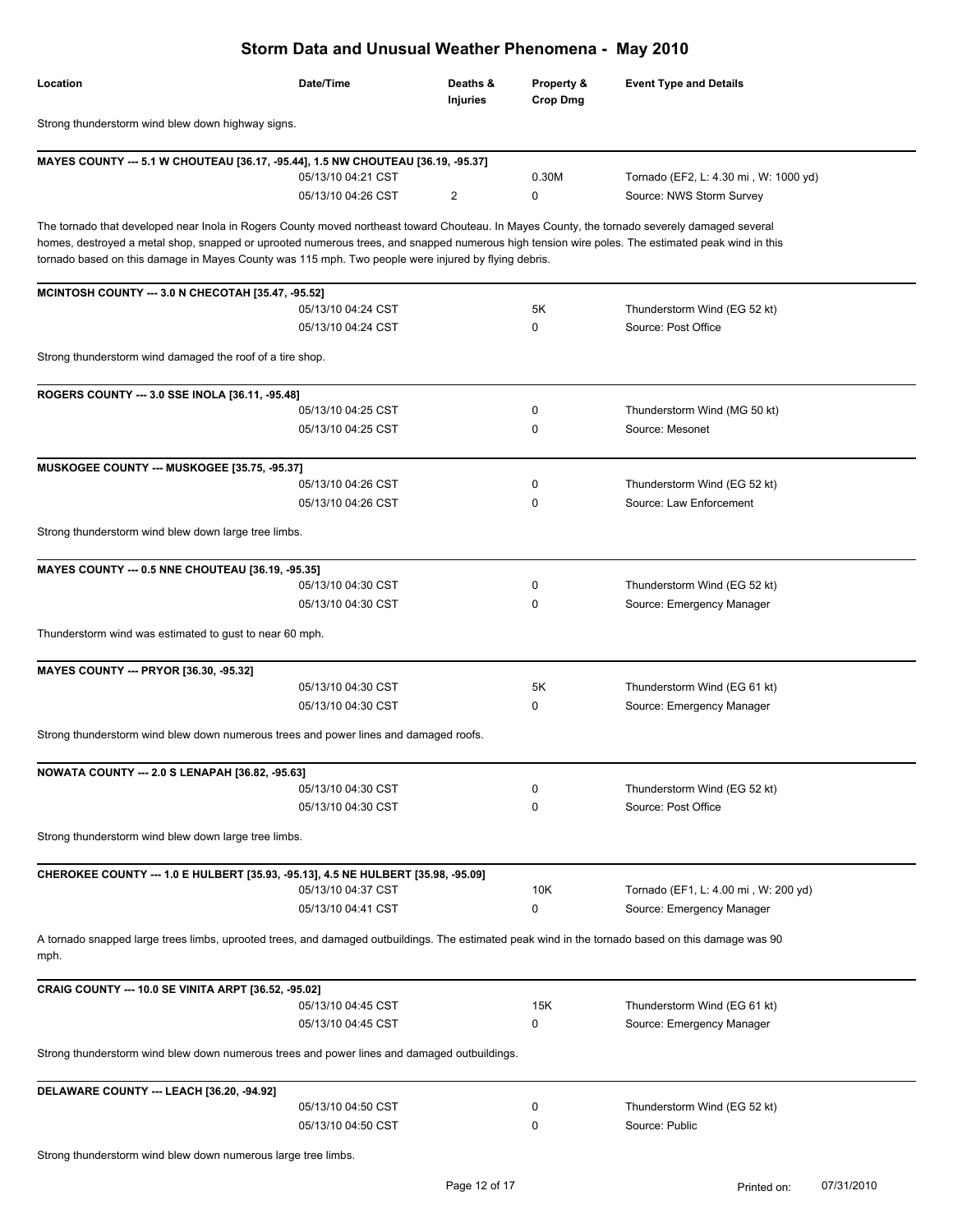# Storm Data and Unusual Weather Phenomena - May 2010

| Location | Date/Time | Deaths & Injuries | Property & Crop Dmg | Event Type and Details |
|---|---|---|---|---|

Strong thunderstorm wind blew down highway signs.

**MAYES COUNTY --- 5.1 W CHOUTEAU [36.17, -95.44], 1.5 NW CHOUTEAU [36.19, -95.37]**

| | Date/Time | Deaths & Injuries | Property & Crop Dmg | Event Type and Details |
|---|---|---|---|---|
| | 05/13/10 04:21 CST | | 0.30M | Tornado (EF2, L: 4.30 mi , W: 1000 yd) |
| | 05/13/10 04:26 CST | 2 | 0 | Source: NWS Storm Survey |

The tornado that developed near Inola in Rogers County moved northeast toward Chouteau. In Mayes County, the tornado severely damaged several homes, destroyed a metal shop, snapped or uprooted numerous trees, and snapped numerous high tension wire poles. The estimated peak wind in this tornado based on this damage in Mayes County was 115 mph. Two people were injured by flying debris.

**MCINTOSH COUNTY --- 3.0 N CHECOTAH [35.47, -95.52]**

| | Date/Time | Deaths & Injuries | Property & Crop Dmg | Event Type and Details |
|---|---|---|---|---|
| | 05/13/10 04:24 CST | | 5K | Thunderstorm Wind (EG 52 kt) |
| | 05/13/10 04:24 CST | | 0 | Source: Post Office |

Strong thunderstorm wind damaged the roof of a tire shop.

**ROGERS COUNTY --- 3.0 SSE INOLA [36.11, -95.48]**

| | Date/Time | Deaths & Injuries | Property & Crop Dmg | Event Type and Details |
|---|---|---|---|---|
| | 05/13/10 04:25 CST | | 0 | Thunderstorm Wind (MG 50 kt) |
| | 05/13/10 04:25 CST | | 0 | Source: Mesonet |

**MUSKOGEE COUNTY --- MUSKOGEE [35.75, -95.37]**

| | Date/Time | Deaths & Injuries | Property & Crop Dmg | Event Type and Details |
|---|---|---|---|---|
| | 05/13/10 04:26 CST | | 0 | Thunderstorm Wind (EG 52 kt) |
| | 05/13/10 04:26 CST | | 0 | Source: Law Enforcement |

Strong thunderstorm wind blew down large tree limbs.

**MAYES COUNTY --- 0.5 NNE CHOUTEAU [36.19, -95.35]**

| | Date/Time | Deaths & Injuries | Property & Crop Dmg | Event Type and Details |
|---|---|---|---|---|
| | 05/13/10 04:30 CST | | 0 | Thunderstorm Wind (EG 52 kt) |
| | 05/13/10 04:30 CST | | 0 | Source: Emergency Manager |

Thunderstorm wind was estimated to gust to near 60 mph.

**MAYES COUNTY --- PRYOR [36.30, -95.32]**

| | Date/Time | Deaths & Injuries | Property & Crop Dmg | Event Type and Details |
|---|---|---|---|---|
| | 05/13/10 04:30 CST | | 5K | Thunderstorm Wind (EG 61 kt) |
| | 05/13/10 04:30 CST | | 0 | Source: Emergency Manager |

Strong thunderstorm wind blew down numerous trees and power lines and damaged roofs.

**NOWATA COUNTY --- 2.0 S LENAPAH [36.82, -95.63]**

| | Date/Time | Deaths & Injuries | Property & Crop Dmg | Event Type and Details |
|---|---|---|---|---|
| | 05/13/10 04:30 CST | | 0 | Thunderstorm Wind (EG 52 kt) |
| | 05/13/10 04:30 CST | | 0 | Source: Post Office |

Strong thunderstorm wind blew down large tree limbs.

**CHEROKEE COUNTY --- 1.0 E HULBERT [35.93, -95.13], 4.5 NE HULBERT [35.98, -95.09]**

| | Date/Time | Deaths & Injuries | Property & Crop Dmg | Event Type and Details |
|---|---|---|---|---|
| | 05/13/10 04:37 CST | | 10K | Tornado (EF1, L: 4.00 mi , W: 200 yd) |
| | 05/13/10 04:41 CST | | 0 | Source: Emergency Manager |

A tornado snapped large trees limbs, uprooted trees, and damaged outbuildings. The estimated peak wind in the tornado based on this damage was 90 mph.

**CRAIG COUNTY --- 10.0 SE VINITA ARPT [36.52, -95.02]**

| | Date/Time | Deaths & Injuries | Property & Crop Dmg | Event Type and Details |
|---|---|---|---|---|
| | 05/13/10 04:45 CST | | 15K | Thunderstorm Wind (EG 61 kt) |
| | 05/13/10 04:45 CST | | 0 | Source: Emergency Manager |

Strong thunderstorm wind blew down numerous trees and power lines and damaged outbuildings.

**DELAWARE COUNTY --- LEACH [36.20, -94.92]**

| | Date/Time | Deaths & Injuries | Property & Crop Dmg | Event Type and Details |
|---|---|---|---|---|
| | 05/13/10 04:50 CST | | 0 | Thunderstorm Wind (EG 52 kt) |
| | 05/13/10 04:50 CST | | 0 | Source: Public |

Strong thunderstorm wind blew down numerous large tree limbs.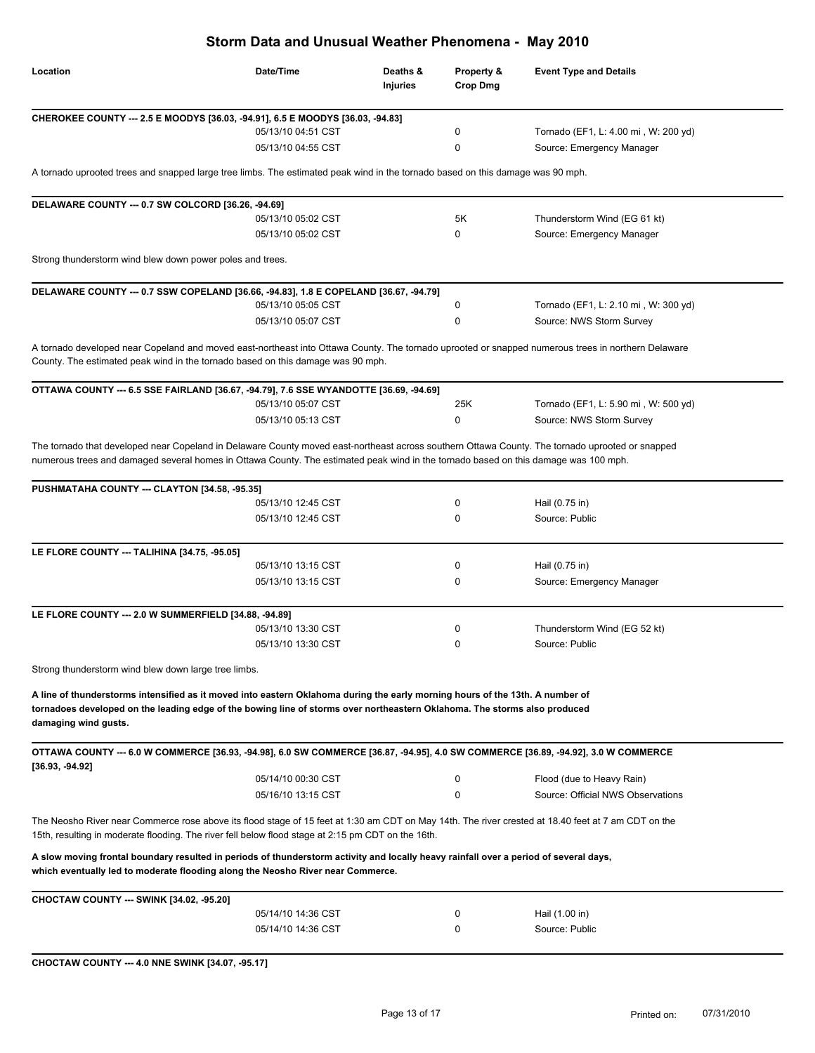# Storm Data and Unusual Weather Phenomena - May 2010

| Location | Date/Time | Deaths & Injuries | Property & Crop Dmg | Event Type and Details |
|---|---|---|---|---|

**CHEROKEE COUNTY --- 2.5 E MOODYS [36.03, -94.91], 6.5 E MOODYS [36.03, -94.83]**

| | | | |
|---|---|---|---|
| 05/13/10 04:51 CST | | 0 | Tornado (EF1, L: 4.00 mi , W: 200 yd) |
| 05/13/10 04:55 CST | | 0 | Source: Emergency Manager |

A tornado uprooted trees and snapped large tree limbs. The estimated peak wind in the tornado based on this damage was 90 mph.

**DELAWARE COUNTY --- 0.7 SW COLCORD [36.26, -94.69]**

| | | | |
|---|---|---|---|
| 05/13/10 05:02 CST | | 5K | Thunderstorm Wind (EG 61 kt) |
| 05/13/10 05:02 CST | | 0 | Source: Emergency Manager |

Strong thunderstorm wind blew down power poles and trees.

**DELAWARE COUNTY --- 0.7 SSW COPELAND [36.66, -94.83], 1.8 E COPELAND [36.67, -94.79]**

| | | | |
|---|---|---|---|
| 05/13/10 05:05 CST | | 0 | Tornado (EF1, L: 2.10 mi , W: 300 yd) |
| 05/13/10 05:07 CST | | 0 | Source: NWS Storm Survey |

A tornado developed near Copeland and moved east-northeast into Ottawa County. The tornado uprooted or snapped numerous trees in northern Delaware County. The estimated peak wind in the tornado based on this damage was 90 mph.

**OTTAWA COUNTY --- 6.5 SSE FAIRLAND [36.67, -94.79], 7.6 SSE WYANDOTTE [36.69, -94.69]**

| | | | |
|---|---|---|---|
| 05/13/10 05:07 CST | | 25K | Tornado (EF1, L: 5.90 mi , W: 500 yd) |
| 05/13/10 05:13 CST | | 0 | Source: NWS Storm Survey |

The tornado that developed near Copeland in Delaware County moved east-northeast across southern Ottawa County. The tornado uprooted or snapped numerous trees and damaged several homes in Ottawa County. The estimated peak wind in the tornado based on this damage was 100 mph.

**PUSHMATAHA COUNTY --- CLAYTON [34.58, -95.35]**

| | | | |
|---|---|---|---|
| 05/13/10 12:45 CST | | 0 | Hail (0.75 in) |
| 05/13/10 12:45 CST | | 0 | Source: Public |

**LE FLORE COUNTY --- TALIHINA [34.75, -95.05]**

| | | | |
|---|---|---|---|
| 05/13/10 13:15 CST | | 0 | Hail (0.75 in) |
| 05/13/10 13:15 CST | | 0 | Source: Emergency Manager |

**LE FLORE COUNTY --- 2.0 W SUMMERFIELD [34.88, -94.89]**

| | | | |
|---|---|---|---|
| 05/13/10 13:30 CST | | 0 | Thunderstorm Wind (EG 52 kt) |
| 05/13/10 13:30 CST | | 0 | Source: Public |

Strong thunderstorm wind blew down large tree limbs.

**A line of thunderstorms intensified as it moved into eastern Oklahoma during the early morning hours of the 13th. A number of tornadoes developed on the leading edge of the bowing line of storms over northeastern Oklahoma. The storms also produced damaging wind gusts.**

**OTTAWA COUNTY --- 6.0 W COMMERCE [36.93, -94.98], 6.0 SW COMMERCE [36.87, -94.95], 4.0 SW COMMERCE [36.89, -94.92], 3.0 W COMMERCE [36.93, -94.92]**

| | | | |
|---|---|---|---|
| 05/14/10 00:30 CST | | 0 | Flood (due to Heavy Rain) |
| 05/16/10 13:15 CST | | 0 | Source: Official NWS Observations |

The Neosho River near Commerce rose above its flood stage of 15 feet at 1:30 am CDT on May 14th. The river crested at 18.40 feet at 7 am CDT on the 15th, resulting in moderate flooding. The river fell below flood stage at 2:15 pm CDT on the 16th.

**A slow moving frontal boundary resulted in periods of thunderstorm activity and locally heavy rainfall over a period of several days, which eventually led to moderate flooding along the Neosho River near Commerce.**

**CHOCTAW COUNTY --- SWINK [34.02, -95.20]**

| | | | |
|---|---|---|---|
| 05/14/10 14:36 CST | | 0 | Hail (1.00 in) |
| 05/14/10 14:36 CST | | 0 | Source: Public |

**CHOCTAW COUNTY --- 4.0 NNE SWINK [34.07, -95.17]**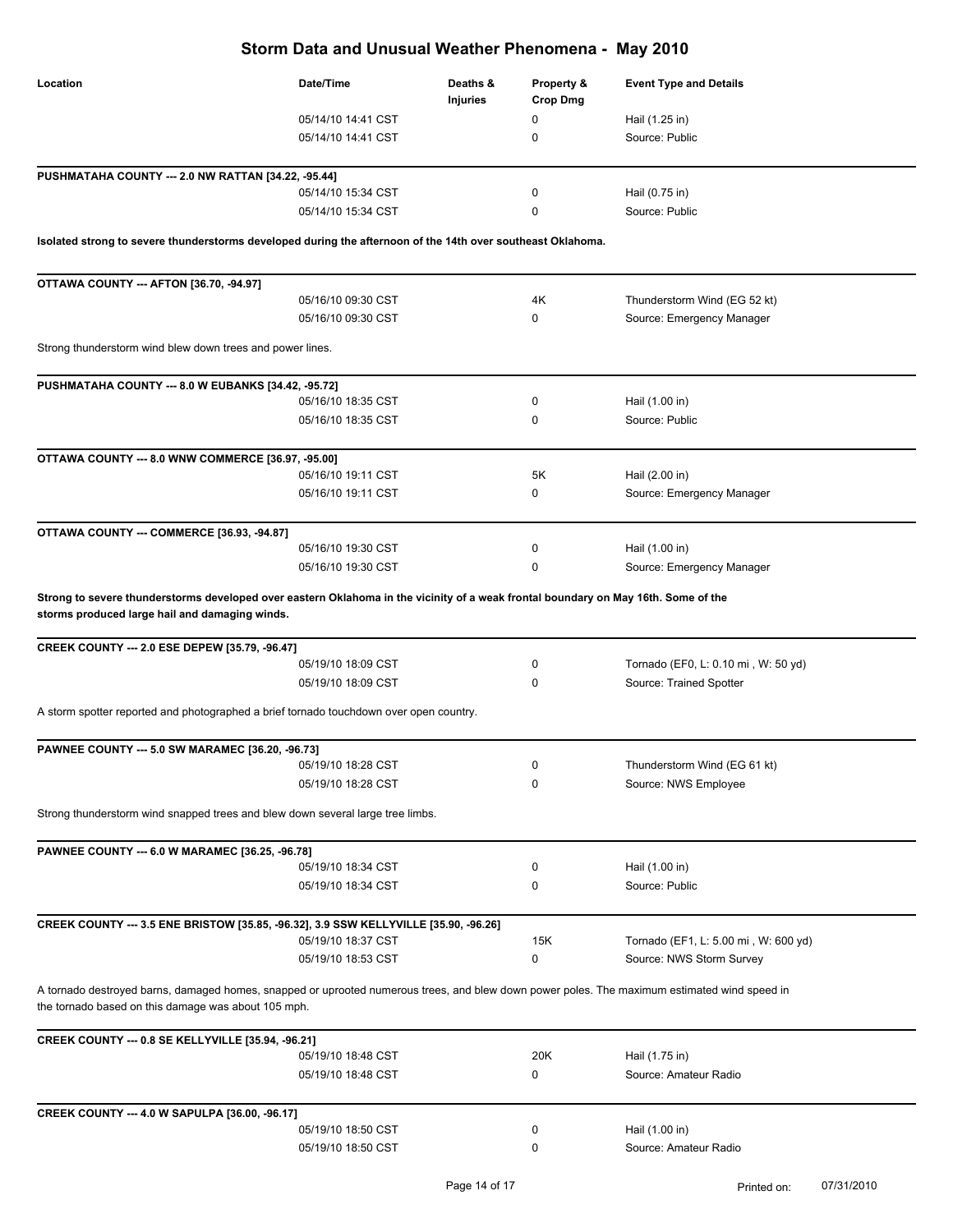# Storm Data and Unusual Weather Phenomena - May 2010

| Location | Date/Time | Deaths & Injuries | Property & Crop Dmg | Event Type and Details |
|---|---|---|---|---|
| | 05/14/10 14:41 CST | | 0 | Hail (1.25 in) |
| | 05/14/10 14:41 CST | | 0 | Source: Public |

**PUSHMATAHA COUNTY --- 2.0 NW RATTAN [34.22, -95.44]**

| Date/Time | Property & Crop Dmg | Event Type and Details |
|---|---|---|
| 05/14/10 15:34 CST | 0 | Hail (0.75 in) |
| 05/14/10 15:34 CST | 0 | Source: Public |

**Isolated strong to severe thunderstorms developed during the afternoon of the 14th over southeast Oklahoma.**

**OTTAWA COUNTY --- AFTON [36.70, -94.97]**

| Date/Time | Property & Crop Dmg | Event Type and Details |
|---|---|---|
| 05/16/10 09:30 CST | 4K | Thunderstorm Wind (EG 52 kt) |
| 05/16/10 09:30 CST | 0 | Source: Emergency Manager |

Strong thunderstorm wind blew down trees and power lines.

**PUSHMATAHA COUNTY --- 8.0 W EUBANKS [34.42, -95.72]**

| Date/Time | Property & Crop Dmg | Event Type and Details |
|---|---|---|
| 05/16/10 18:35 CST | 0 | Hail (1.00 in) |
| 05/16/10 18:35 CST | 0 | Source: Public |

**OTTAWA COUNTY --- 8.0 WNW COMMERCE [36.97, -95.00]**

| Date/Time | Property & Crop Dmg | Event Type and Details |
|---|---|---|
| 05/16/10 19:11 CST | 5K | Hail (2.00 in) |
| 05/16/10 19:11 CST | 0 | Source: Emergency Manager |

**OTTAWA COUNTY --- COMMERCE [36.93, -94.87]**

| Date/Time | Property & Crop Dmg | Event Type and Details |
|---|---|---|
| 05/16/10 19:30 CST | 0 | Hail (1.00 in) |
| 05/16/10 19:30 CST | 0 | Source: Emergency Manager |

**Strong to severe thunderstorms developed over eastern Oklahoma in the vicinity of a weak frontal boundary on May 16th. Some of the storms produced large hail and damaging winds.**

**CREEK COUNTY --- 2.0 ESE DEPEW [35.79, -96.47]**

| Date/Time | Property & Crop Dmg | Event Type and Details |
|---|---|---|
| 05/19/10 18:09 CST | 0 | Tornado (EF0, L: 0.10 mi , W: 50 yd) |
| 05/19/10 18:09 CST | 0 | Source: Trained Spotter |

A storm spotter reported and photographed a brief tornado touchdown over open country.

**PAWNEE COUNTY --- 5.0 SW MARAMEC [36.20, -96.73]**

| Date/Time | Property & Crop Dmg | Event Type and Details |
|---|---|---|
| 05/19/10 18:28 CST | 0 | Thunderstorm Wind (EG 61 kt) |
| 05/19/10 18:28 CST | 0 | Source: NWS Employee |

Strong thunderstorm wind snapped trees and blew down several large tree limbs.

**PAWNEE COUNTY --- 6.0 W MARAMEC [36.25, -96.78]**

| Date/Time | Property & Crop Dmg | Event Type and Details |
|---|---|---|
| 05/19/10 18:34 CST | 0 | Hail (1.00 in) |
| 05/19/10 18:34 CST | 0 | Source: Public |

**CREEK COUNTY --- 3.5 ENE BRISTOW [35.85, -96.32], 3.9 SSW KELLYVILLE [35.90, -96.26]**

| Date/Time | Property & Crop Dmg | Event Type and Details |
|---|---|---|
| 05/19/10 18:37 CST | 15K | Tornado (EF1, L: 5.00 mi , W: 600 yd) |
| 05/19/10 18:53 CST | 0 | Source: NWS Storm Survey |

A tornado destroyed barns, damaged homes, snapped or uprooted numerous trees, and blew down power poles. The maximum estimated wind speed in the tornado based on this damage was about 105 mph.

**CREEK COUNTY --- 0.8 SE KELLYVILLE [35.94, -96.21]**

| Date/Time | Property & Crop Dmg | Event Type and Details |
|---|---|---|
| 05/19/10 18:48 CST | 20K | Hail (1.75 in) |
| 05/19/10 18:48 CST | 0 | Source: Amateur Radio |

**CREEK COUNTY --- 4.0 W SAPULPA [36.00, -96.17]**

| Date/Time | Property & Crop Dmg | Event Type and Details |
|---|---|---|
| 05/19/10 18:50 CST | 0 | Hail (1.00 in) |
| 05/19/10 18:50 CST | 0 | Source: Amateur Radio |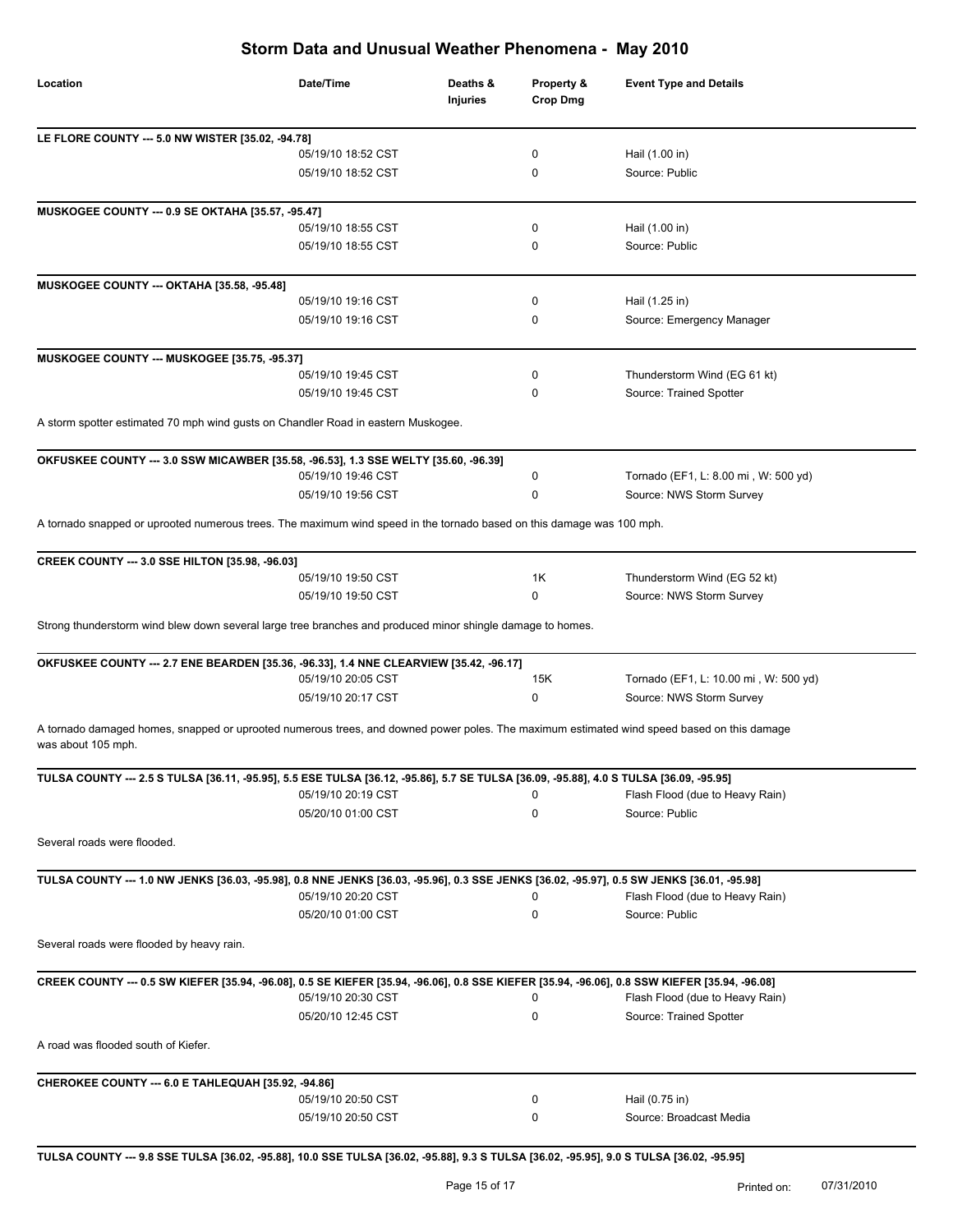# Storm Data and Unusual Weather Phenomena - May 2010

| Location | Date/Time | Deaths & Injuries | Property & Crop Dmg | Event Type and Details |
|---|---|---|---|---|

**LE FLORE COUNTY --- 5.0 NW WISTER [35.02, -94.78]**

| | 05/19/10 18:52 CST | | 0 | Hail (1.00 in) |
|---|---|---|---|---|
| | 05/19/10 18:52 CST | | 0 | Source: Public |

**MUSKOGEE COUNTY --- 0.9 SE OKTAHA [35.57, -95.47]**

| | 05/19/10 18:55 CST | | 0 | Hail (1.00 in) |
|---|---|---|---|---|
| | 05/19/10 18:55 CST | | 0 | Source: Public |

**MUSKOGEE COUNTY --- OKTAHA [35.58, -95.48]**

| | 05/19/10 19:16 CST | | 0 | Hail (1.25 in) |
|---|---|---|---|---|
| | 05/19/10 19:16 CST | | 0 | Source: Emergency Manager |

**MUSKOGEE COUNTY --- MUSKOGEE [35.75, -95.37]**

| | 05/19/10 19:45 CST | | 0 | Thunderstorm Wind (EG 61 kt) |
|---|---|---|---|---|
| | 05/19/10 19:45 CST | | 0 | Source: Trained Spotter |

A storm spotter estimated 70 mph wind gusts on Chandler Road in eastern Muskogee.

**OKFUSKEE COUNTY --- 3.0 SSW MICAWBER [35.58, -96.53], 1.3 SSE WELTY [35.60, -96.39]**

| | 05/19/10 19:46 CST | | 0 | Tornado (EF1, L: 8.00 mi , W: 500 yd) |
|---|---|---|---|---|
| | 05/19/10 19:56 CST | | 0 | Source: NWS Storm Survey |

A tornado snapped or uprooted numerous trees. The maximum wind speed in the tornado based on this damage was 100 mph.

**CREEK COUNTY --- 3.0 SSE HILTON [35.98, -96.03]**

| | 05/19/10 19:50 CST | | 1K | Thunderstorm Wind (EG 52 kt) |
|---|---|---|---|---|
| | 05/19/10 19:50 CST | | 0 | Source: NWS Storm Survey |

Strong thunderstorm wind blew down several large tree branches and produced minor shingle damage to homes.

**OKFUSKEE COUNTY --- 2.7 ENE BEARDEN [35.36, -96.33], 1.4 NNE CLEARVIEW [35.42, -96.17]**

| | 05/19/10 20:05 CST | | 15K | Tornado (EF1, L: 10.00 mi , W: 500 yd) |
|---|---|---|---|---|
| | 05/19/10 20:17 CST | | 0 | Source: NWS Storm Survey |

A tornado damaged homes, snapped or uprooted numerous trees, and downed power poles. The maximum estimated wind speed based on this damage was about 105 mph.

**TULSA COUNTY --- 2.5 S TULSA [36.11, -95.95], 5.5 ESE TULSA [36.12, -95.86], 5.7 SE TULSA [36.09, -95.88], 4.0 S TULSA [36.09, -95.95]**

| | 05/19/10 20:19 CST | | 0 | Flash Flood (due to Heavy Rain) |
|---|---|---|---|---|
| | 05/20/10 01:00 CST | | 0 | Source: Public |

Several roads were flooded.

**TULSA COUNTY --- 1.0 NW JENKS [36.03, -95.98], 0.8 NNE JENKS [36.03, -95.96], 0.3 SSE JENKS [36.02, -95.97], 0.5 SW JENKS [36.01, -95.98]**

| | 05/19/10 20:20 CST | | 0 | Flash Flood (due to Heavy Rain) |
|---|---|---|---|---|
| | 05/20/10 01:00 CST | | 0 | Source: Public |

Several roads were flooded by heavy rain.

**CREEK COUNTY --- 0.5 SW KIEFER [35.94, -96.08], 0.5 SE KIEFER [35.94, -96.06], 0.8 SSE KIEFER [35.94, -96.06], 0.8 SSW KIEFER [35.94, -96.08]**

| | 05/19/10 20:30 CST | | 0 | Flash Flood (due to Heavy Rain) |
|---|---|---|---|---|
| | 05/20/10 12:45 CST | | 0 | Source: Trained Spotter |

A road was flooded south of Kiefer.

**CHEROKEE COUNTY --- 6.0 E TAHLEQUAH [35.92, -94.86]**

| | 05/19/10 20:50 CST | | 0 | Hail (0.75 in) |
|---|---|---|---|---|
| | 05/19/10 20:50 CST | | 0 | Source: Broadcast Media |

**TULSA COUNTY --- 9.8 SSE TULSA [36.02, -95.88], 10.0 SSE TULSA [36.02, -95.88], 9.3 S TULSA [36.02, -95.95], 9.0 S TULSA [36.02, -95.95]**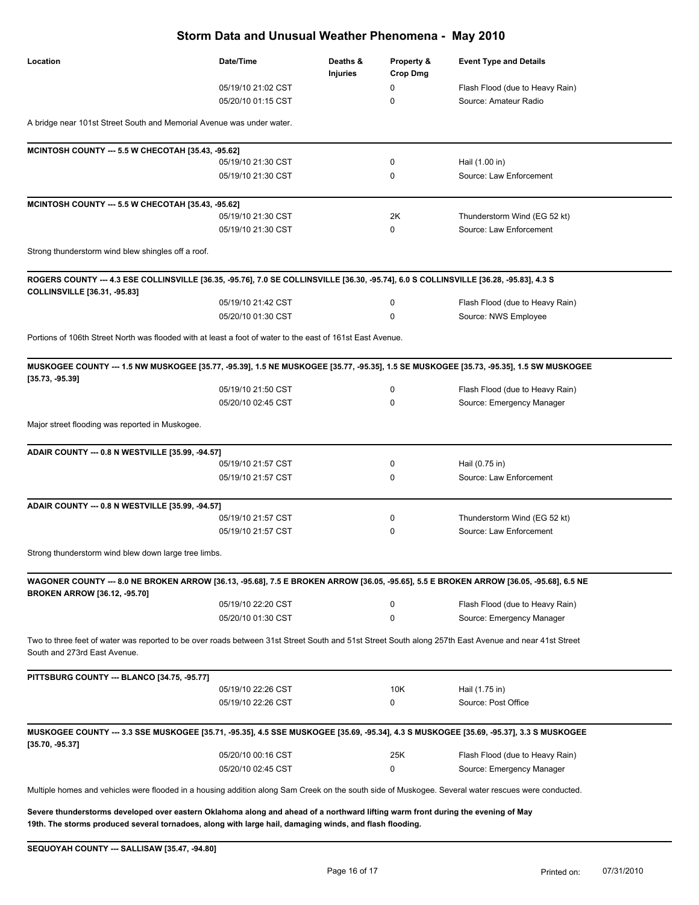## Storm Data and Unusual Weather Phenomena - May 2010

| Location | Date/Time | Deaths & Injuries | Property & Crop Dmg | Event Type and Details |
|---|---|---|---|---|
| | 05/19/10 21:02 CST | | 0 | Flash Flood (due to Heavy Rain) |
| | 05/20/10 01:15 CST | | 0 | Source: Amateur Radio |

A bridge near 101st Street South and Memorial Avenue was under water.

**MCINTOSH COUNTY --- 5.5 W CHECOTAH [35.43, -95.62]**

| | | | | |
|---|---|---|---|---|
| | 05/19/10 21:30 CST | | 0 | Hail (1.00 in) |
| | 05/19/10 21:30 CST | | 0 | Source: Law Enforcement |

**MCINTOSH COUNTY --- 5.5 W CHECOTAH [35.43, -95.62]**

| | | | | |
|---|---|---|---|---|
| | 05/19/10 21:30 CST | | 2K | Thunderstorm Wind (EG 52 kt) |
| | 05/19/10 21:30 CST | | 0 | Source: Law Enforcement |

Strong thunderstorm wind blew shingles off a roof.

**ROGERS COUNTY --- 4.3 ESE COLLINSVILLE [36.35, -95.76], 7.0 SE COLLINSVILLE [36.30, -95.74], 6.0 S COLLINSVILLE [36.28, -95.83], 4.3 S COLLINSVILLE [36.31, -95.83]**

| | | | | |
|---|---|---|---|---|
| | 05/19/10 21:42 CST | | 0 | Flash Flood (due to Heavy Rain) |
| | 05/20/10 01:30 CST | | 0 | Source: NWS Employee |

Portions of 106th Street North was flooded with at least a foot of water to the east of 161st East Avenue.

**MUSKOGEE COUNTY --- 1.5 NW MUSKOGEE [35.77, -95.39], 1.5 NE MUSKOGEE [35.77, -95.35], 1.5 SE MUSKOGEE [35.73, -95.35], 1.5 SW MUSKOGEE [35.73, -95.39]**

| | | | | |
|---|---|---|---|---|
| | 05/19/10 21:50 CST | | 0 | Flash Flood (due to Heavy Rain) |
| | 05/20/10 02:45 CST | | 0 | Source: Emergency Manager |

Major street flooding was reported in Muskogee.

**ADAIR COUNTY --- 0.8 N WESTVILLE [35.99, -94.57]**

| | | | | |
|---|---|---|---|---|
| | 05/19/10 21:57 CST | | 0 | Hail (0.75 in) |
| | 05/19/10 21:57 CST | | 0 | Source: Law Enforcement |

**ADAIR COUNTY --- 0.8 N WESTVILLE [35.99, -94.57]**

| | | | | |
|---|---|---|---|---|
| | 05/19/10 21:57 CST | | 0 | Thunderstorm Wind (EG 52 kt) |
| | 05/19/10 21:57 CST | | 0 | Source: Law Enforcement |

Strong thunderstorm wind blew down large tree limbs.

**WAGONER COUNTY --- 8.0 NE BROKEN ARROW [36.13, -95.68], 7.5 E BROKEN ARROW [36.05, -95.65], 5.5 E BROKEN ARROW [36.05, -95.68], 6.5 NE BROKEN ARROW [36.12, -95.70]**

| | | | | |
|---|---|---|---|---|
| | 05/19/10 22:20 CST | | 0 | Flash Flood (due to Heavy Rain) |
| | 05/20/10 01:30 CST | | 0 | Source: Emergency Manager |

Two to three feet of water was reported to be over roads between 31st Street South and 51st Street South along 257th East Avenue and near 41st Street South and 273rd East Avenue.

**PITTSBURG COUNTY --- BLANCO [34.75, -95.77]**

| | | | | |
|---|---|---|---|---|
| | 05/19/10 22:26 CST | | 10K | Hail (1.75 in) |
| | 05/19/10 22:26 CST | | 0 | Source: Post Office |

**MUSKOGEE COUNTY --- 3.3 SSE MUSKOGEE [35.71, -95.35], 4.5 SSE MUSKOGEE [35.69, -95.34], 4.3 S MUSKOGEE [35.69, -95.37], 3.3 S MUSKOGEE [35.70, -95.37]**

| | | | | |
|---|---|---|---|---|
| | 05/20/10 00:16 CST | | 25K | Flash Flood (due to Heavy Rain) |
| | 05/20/10 02:45 CST | | 0 | Source: Emergency Manager |

Multiple homes and vehicles were flooded in a housing addition along Sam Creek on the south side of Muskogee. Several water rescues were conducted.

**Severe thunderstorms developed over eastern Oklahoma along and ahead of a northward lifting warm front during the evening of May 19th. The storms produced several tornadoes, along with large hail, damaging winds, and flash flooding.**

**SEQUOYAH COUNTY --- SALLISAW [35.47, -94.80]**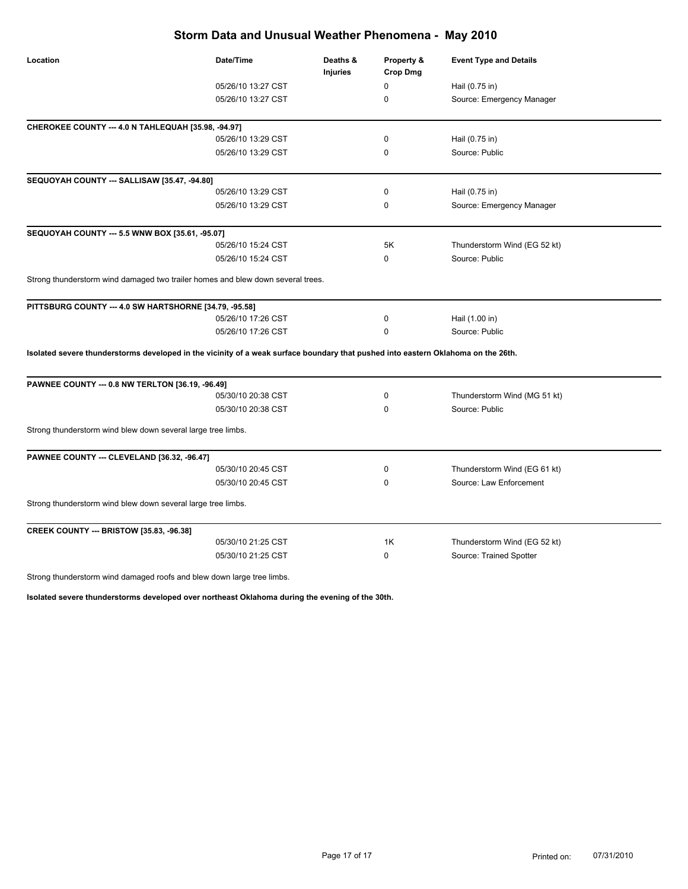# Storm Data and Unusual Weather Phenomena - May 2010

| Location | Date/Time | Deaths & Injuries | Property & Crop Dmg | Event Type and Details |
|---|---|---|---|---|
| | 05/26/10 13:27 CST | | 0 | Hail (0.75 in) |
| | 05/26/10 13:27 CST | | 0 | Source: Emergency Manager |
| **CHEROKEE COUNTY --- 4.0 N TAHLEQUAH [35.98, -94.97]** | | | | |
| | 05/26/10 13:29 CST | | 0 | Hail (0.75 in) |
| | 05/26/10 13:29 CST | | 0 | Source: Public |
| **SEQUOYAH COUNTY --- SALLISAW [35.47, -94.80]** | | | | |
| | 05/26/10 13:29 CST | | 0 | Hail (0.75 in) |
| | 05/26/10 13:29 CST | | 0 | Source: Emergency Manager |
| **SEQUOYAH COUNTY --- 5.5 WNW BOX [35.61, -95.07]** | | | | |
| | 05/26/10 15:24 CST | | 5K | Thunderstorm Wind (EG 52 kt) |
| | 05/26/10 15:24 CST | | 0 | Source: Public |

Strong thunderstorm wind damaged two trailer homes and blew down several trees.

| Location | Date/Time | Deaths & Injuries | Property & Crop Dmg | Event Type and Details |
|---|---|---|---|---|
| **PITTSBURG COUNTY --- 4.0 SW HARTSHORNE [34.79, -95.58]** | | | | |
| | 05/26/10 17:26 CST | | 0 | Hail (1.00 in) |
| | 05/26/10 17:26 CST | | 0 | Source: Public |

**Isolated severe thunderstorms developed in the vicinity of a weak surface boundary that pushed into eastern Oklahoma on the 26th.**

| Location | Date/Time | Deaths & Injuries | Property & Crop Dmg | Event Type and Details |
|---|---|---|---|---|
| **PAWNEE COUNTY --- 0.8 NW TERLTON [36.19, -96.49]** | | | | |
| | 05/30/10 20:38 CST | | 0 | Thunderstorm Wind (MG 51 kt) |
| | 05/30/10 20:38 CST | | 0 | Source: Public |

Strong thunderstorm wind blew down several large tree limbs.

| Location | Date/Time | Deaths & Injuries | Property & Crop Dmg | Event Type and Details |
|---|---|---|---|---|
| **PAWNEE COUNTY --- CLEVELAND [36.32, -96.47]** | | | | |
| | 05/30/10 20:45 CST | | 0 | Thunderstorm Wind (EG 61 kt) |
| | 05/30/10 20:45 CST | | 0 | Source: Law Enforcement |

Strong thunderstorm wind blew down several large tree limbs.

| Location | Date/Time | Deaths & Injuries | Property & Crop Dmg | Event Type and Details |
|---|---|---|---|---|
| **CREEK COUNTY --- BRISTOW [35.83, -96.38]** | | | | |
| | 05/30/10 21:25 CST | | 1K | Thunderstorm Wind (EG 52 kt) |
| | 05/30/10 21:25 CST | | 0 | Source: Trained Spotter |

Strong thunderstorm wind damaged roofs and blew down large tree limbs.

**Isolated severe thunderstorms developed over northeast Oklahoma during the evening of the 30th.**

Printed on: 07/31/2010